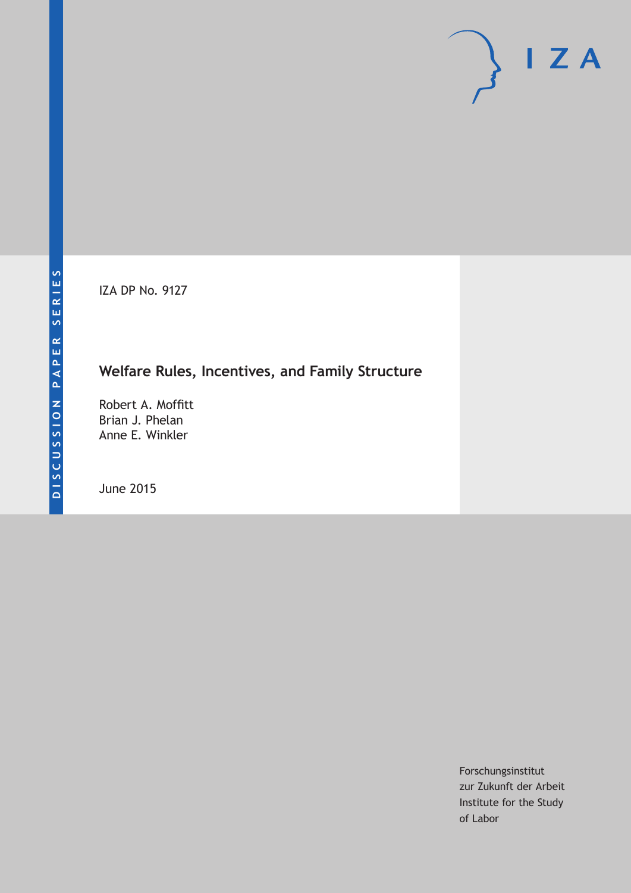DISCUSSION PAPER SERIES

IZA

IZA DP No. 9127

# Welfare Rules, Incentives, and Family Structure

Robert A. Moffitt
Brian J. Phelan
Anne E. Winkler

June 2015

Forschungsinstitut
zur Zukunft der Arbeit
Institute for the Study
of Labor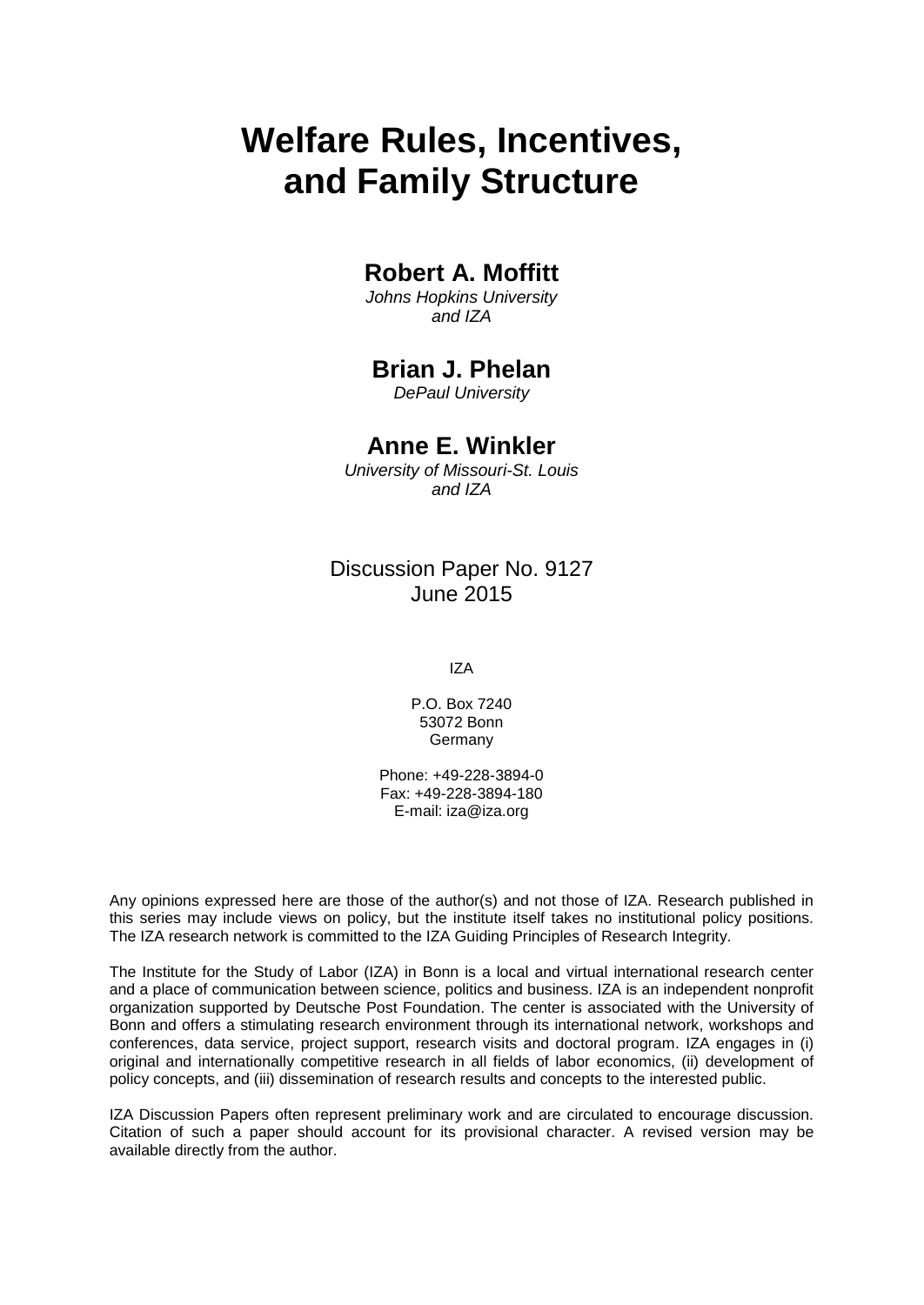# Welfare Rules, Incentives, and Family Structure

**Robert A. Moffitt**
*Johns Hopkins University and IZA*

**Brian J. Phelan**
*DePaul University*

**Anne E. Winkler**
*University of Missouri-St. Louis and IZA*

Discussion Paper No. 9127
June 2015

IZA

P.O. Box 7240
53072 Bonn
Germany

Phone: +49-228-3894-0
Fax: +49-228-3894-180
E-mail: iza@iza.org

Any opinions expressed here are those of the author(s) and not those of IZA. Research published in this series may include views on policy, but the institute itself takes no institutional policy positions. The IZA research network is committed to the IZA Guiding Principles of Research Integrity.

The Institute for the Study of Labor (IZA) in Bonn is a local and virtual international research center and a place of communication between science, politics and business. IZA is an independent nonprofit organization supported by Deutsche Post Foundation. The center is associated with the University of Bonn and offers a stimulating research environment through its international network, workshops and conferences, data service, project support, research visits and doctoral program. IZA engages in (i) original and internationally competitive research in all fields of labor economics, (ii) development of policy concepts, and (iii) dissemination of research results and concepts to the interested public.

IZA Discussion Papers often represent preliminary work and are circulated to encourage discussion. Citation of such a paper should account for its provisional character. A revised version may be available directly from the author.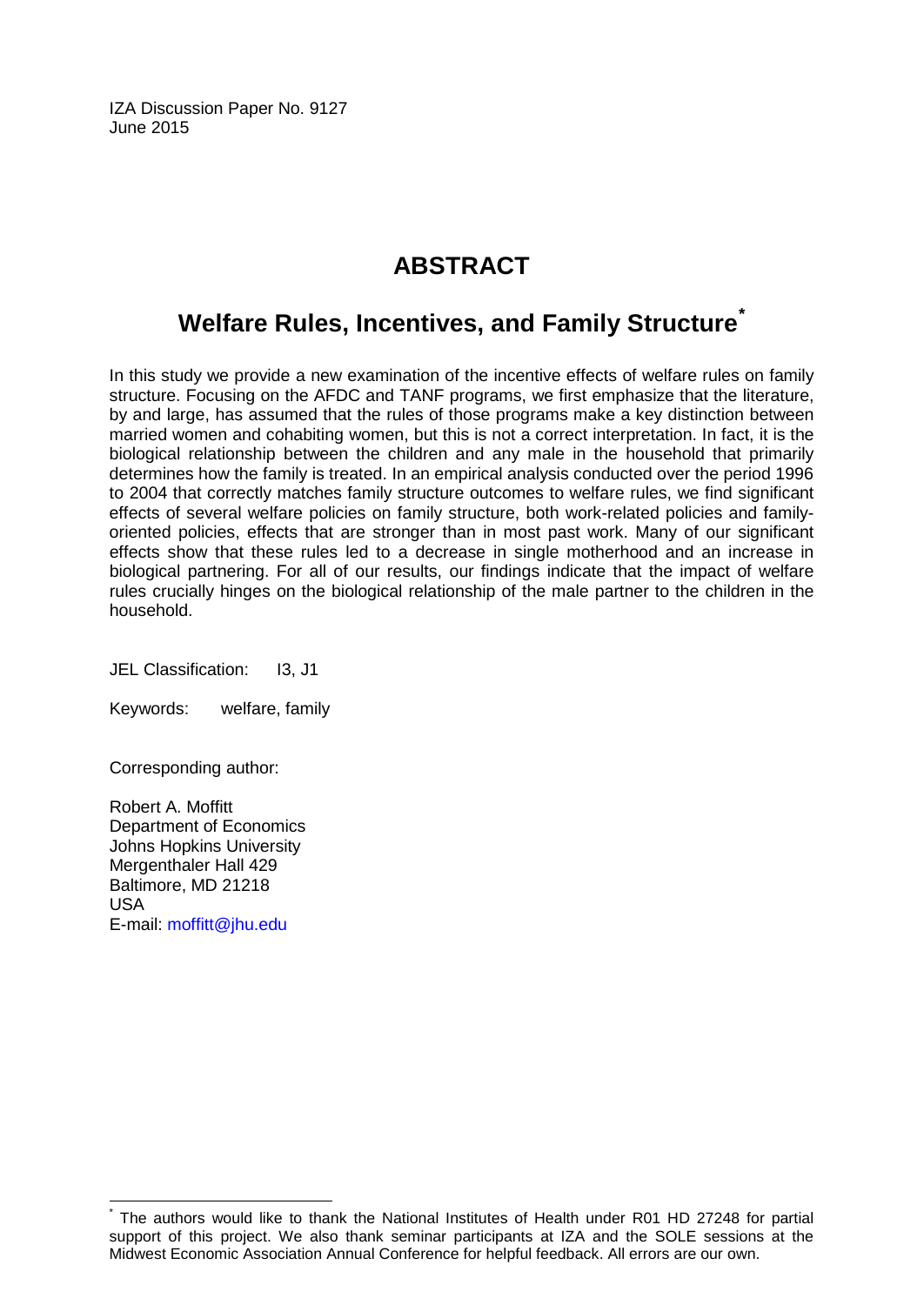IZA Discussion Paper No. 9127
June 2015

# ABSTRACT

## Welfare Rules, Incentives, and Family Structure*

In this study we provide a new examination of the incentive effects of welfare rules on family structure. Focusing on the AFDC and TANF programs, we first emphasize that the literature, by and large, has assumed that the rules of those programs make a key distinction between married women and cohabiting women, but this is not a correct interpretation. In fact, it is the biological relationship between the children and any male in the household that primarily determines how the family is treated. In an empirical analysis conducted over the period 1996 to 2004 that correctly matches family structure outcomes to welfare rules, we find significant effects of several welfare policies on family structure, both work-related policies and family-oriented policies, effects that are stronger than in most past work. Many of our significant effects show that these rules led to a decrease in single motherhood and an increase in biological partnering. For all of our results, our findings indicate that the impact of welfare rules crucially hinges on the biological relationship of the male partner to the children in the household.

JEL Classification: I3, J1

Keywords: welfare, family

Corresponding author:

Robert A. Moffitt
Department of Economics
Johns Hopkins University
Mergenthaler Hall 429
Baltimore, MD 21218
USA
E-mail: moffitt@jhu.edu

---

* The authors would like to thank the National Institutes of Health under R01 HD 27248 for partial support of this project. We also thank seminar participants at IZA and the SOLE sessions at the Midwest Economic Association Annual Conference for helpful feedback. All errors are our own.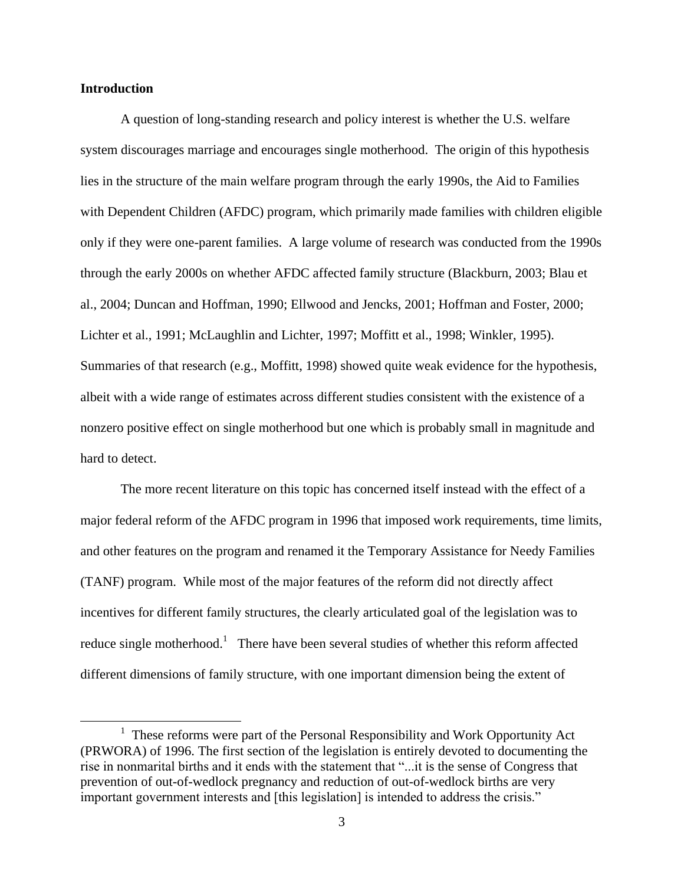## Introduction

A question of long-standing research and policy interest is whether the U.S. welfare system discourages marriage and encourages single motherhood. The origin of this hypothesis lies in the structure of the main welfare program through the early 1990s, the Aid to Families with Dependent Children (AFDC) program, which primarily made families with children eligible only if they were one-parent families. A large volume of research was conducted from the 1990s through the early 2000s on whether AFDC affected family structure (Blackburn, 2003; Blau et al., 2004; Duncan and Hoffman, 1990; Ellwood and Jencks, 2001; Hoffman and Foster, 2000; Lichter et al., 1991; McLaughlin and Lichter, 1997; Moffitt et al., 1998; Winkler, 1995). Summaries of that research (e.g., Moffitt, 1998) showed quite weak evidence for the hypothesis, albeit with a wide range of estimates across different studies consistent with the existence of a nonzero positive effect on single motherhood but one which is probably small in magnitude and hard to detect.

The more recent literature on this topic has concerned itself instead with the effect of a major federal reform of the AFDC program in 1996 that imposed work requirements, time limits, and other features on the program and renamed it the Temporary Assistance for Needy Families (TANF) program. While most of the major features of the reform did not directly affect incentives for different family structures, the clearly articulated goal of the legislation was to reduce single motherhood.[1] There have been several studies of whether this reform affected different dimensions of family structure, with one important dimension being the extent of

[1] These reforms were part of the Personal Responsibility and Work Opportunity Act (PRWORA) of 1996. The first section of the legislation is entirely devoted to documenting the rise in nonmarital births and it ends with the statement that "...it is the sense of Congress that prevention of out-of-wedlock pregnancy and reduction of out-of-wedlock births are very important government interests and [this legislation] is intended to address the crisis."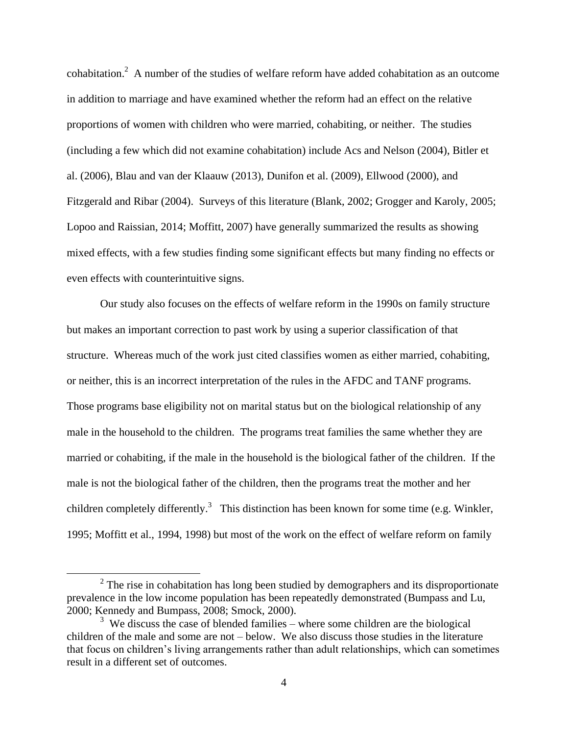cohabitation.[2] A number of the studies of welfare reform have added cohabitation as an outcome in addition to marriage and have examined whether the reform had an effect on the relative proportions of women with children who were married, cohabiting, or neither. The studies (including a few which did not examine cohabitation) include Acs and Nelson (2004), Bitler et al. (2006), Blau and van der Klaauw (2013), Dunifon et al. (2009), Ellwood (2000), and Fitzgerald and Ribar (2004). Surveys of this literature (Blank, 2002; Grogger and Karoly, 2005; Lopoo and Raissian, 2014; Moffitt, 2007) have generally summarized the results as showing mixed effects, with a few studies finding some significant effects but many finding no effects or even effects with counterintuitive signs.

Our study also focuses on the effects of welfare reform in the 1990s on family structure but makes an important correction to past work by using a superior classification of that structure. Whereas much of the work just cited classifies women as either married, cohabiting, or neither, this is an incorrect interpretation of the rules in the AFDC and TANF programs. Those programs base eligibility not on marital status but on the biological relationship of any male in the household to the children. The programs treat families the same whether they are married or cohabiting, if the male in the household is the biological father of the children. If the male is not the biological father of the children, then the programs treat the mother and her children completely differently.[3] This distinction has been known for some time (e.g. Winkler, 1995; Moffitt et al., 1994, 1998) but most of the work on the effect of welfare reform on family

[2] The rise in cohabitation has long been studied by demographers and its disproportionate prevalence in the low income population has been repeatedly demonstrated (Bumpass and Lu, 2000; Kennedy and Bumpass, 2008; Smock, 2000).

[3] We discuss the case of blended families – where some children are the biological children of the male and some are not – below. We also discuss those studies in the literature that focus on children's living arrangements rather than adult relationships, which can sometimes result in a different set of outcomes.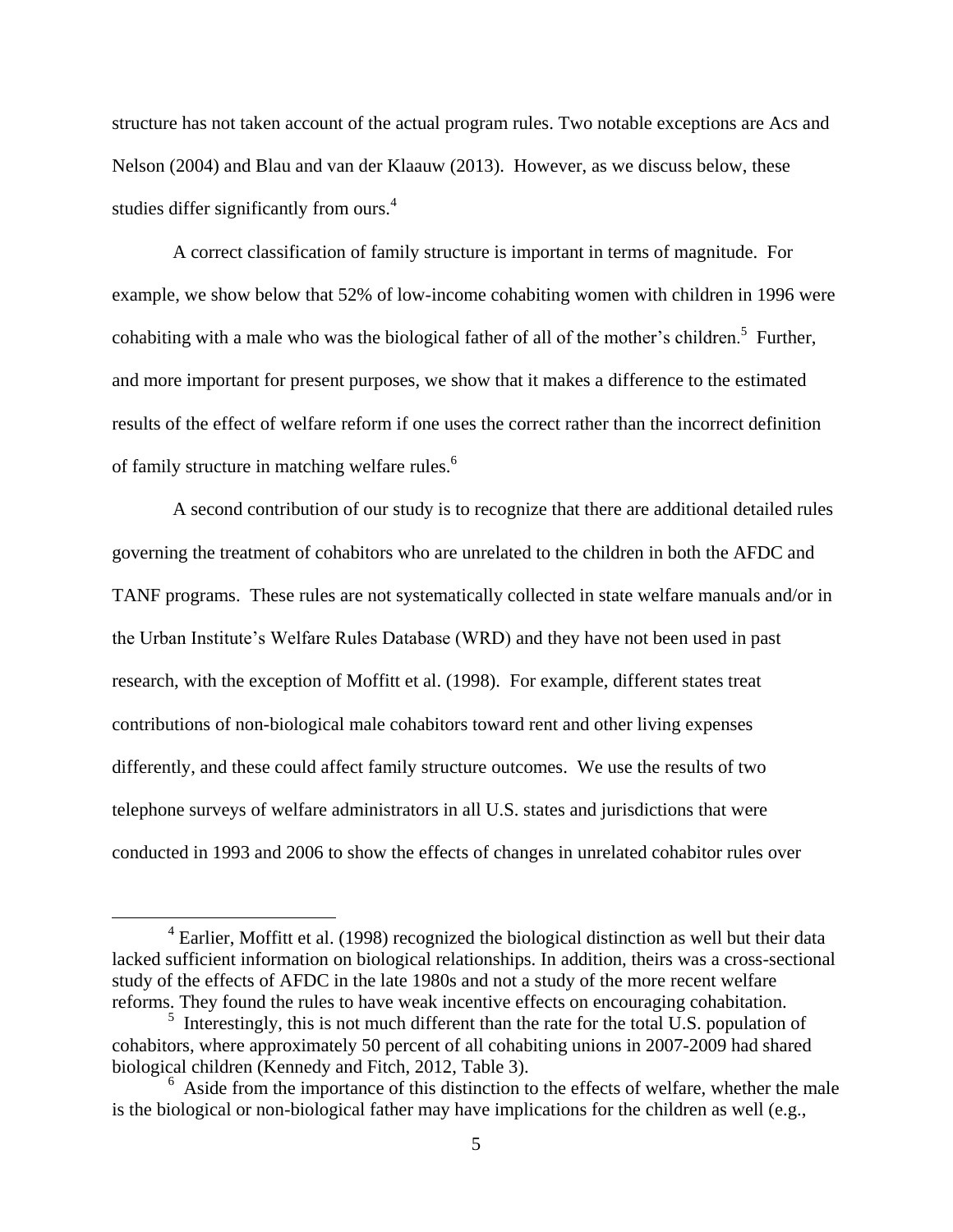structure has not taken account of the actual program rules. Two notable exceptions are Acs and Nelson (2004) and Blau and van der Klaauw (2013). However, as we discuss below, these studies differ significantly from ours.[4]

A correct classification of family structure is important in terms of magnitude. For example, we show below that 52% of low-income cohabiting women with children in 1996 were cohabiting with a male who was the biological father of all of the mother's children.[5] Further, and more important for present purposes, we show that it makes a difference to the estimated results of the effect of welfare reform if one uses the correct rather than the incorrect definition of family structure in matching welfare rules.[6]

A second contribution of our study is to recognize that there are additional detailed rules governing the treatment of cohabitors who are unrelated to the children in both the AFDC and TANF programs. These rules are not systematically collected in state welfare manuals and/or in the Urban Institute's Welfare Rules Database (WRD) and they have not been used in past research, with the exception of Moffitt et al. (1998). For example, different states treat contributions of non-biological male cohabitors toward rent and other living expenses differently, and these could affect family structure outcomes. We use the results of two telephone surveys of welfare administrators in all U.S. states and jurisdictions that were conducted in 1993 and 2006 to show the effects of changes in unrelated cohabitor rules over

---

[4] Earlier, Moffitt et al. (1998) recognized the biological distinction as well but their data lacked sufficient information on biological relationships. In addition, theirs was a cross-sectional study of the effects of AFDC in the late 1980s and not a study of the more recent welfare reforms. They found the rules to have weak incentive effects on encouraging cohabitation.

[5] Interestingly, this is not much different than the rate for the total U.S. population of cohabitors, where approximately 50 percent of all cohabiting unions in 2007-2009 had shared biological children (Kennedy and Fitch, 2012, Table 3).

[6] Aside from the importance of this distinction to the effects of welfare, whether the male is the biological or non-biological father may have implications for the children as well (e.g.,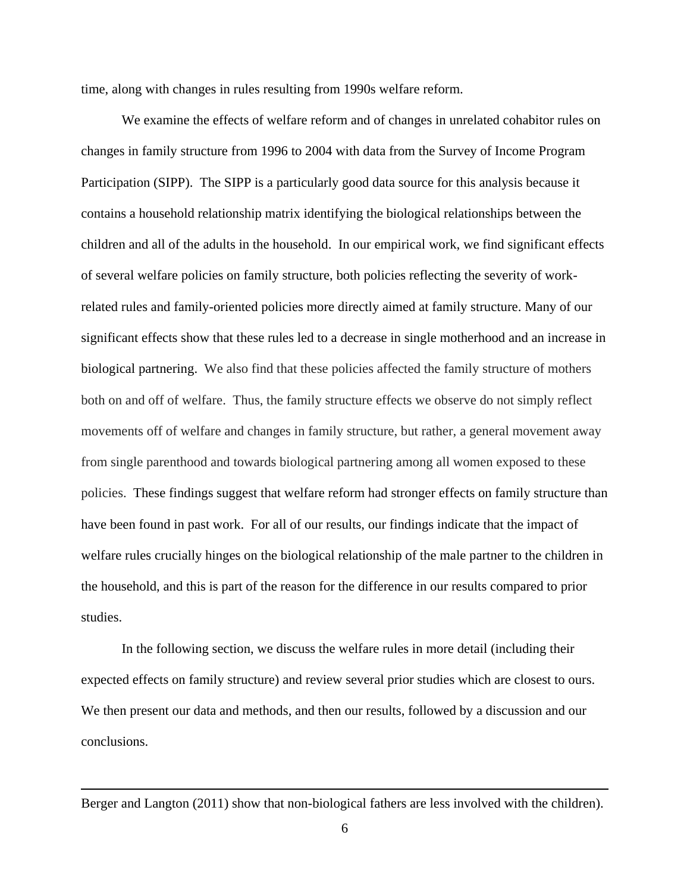time, along with changes in rules resulting from 1990s welfare reform.

We examine the effects of welfare reform and of changes in unrelated cohabitor rules on changes in family structure from 1996 to 2004 with data from the Survey of Income Program Participation (SIPP). The SIPP is a particularly good data source for this analysis because it contains a household relationship matrix identifying the biological relationships between the children and all of the adults in the household. In our empirical work, we find significant effects of several welfare policies on family structure, both policies reflecting the severity of work-related rules and family-oriented policies more directly aimed at family structure. Many of our significant effects show that these rules led to a decrease in single motherhood and an increase in biological partnering. We also find that these policies affected the family structure of mothers both on and off of welfare. Thus, the family structure effects we observe do not simply reflect movements off of welfare and changes in family structure, but rather, a general movement away from single parenthood and towards biological partnering among all women exposed to these policies. These findings suggest that welfare reform had stronger effects on family structure than have been found in past work. For all of our results, our findings indicate that the impact of welfare rules crucially hinges on the biological relationship of the male partner to the children in the household, and this is part of the reason for the difference in our results compared to prior studies.

In the following section, we discuss the welfare rules in more detail (including their expected effects on family structure) and review several prior studies which are closest to ours. We then present our data and methods, and then our results, followed by a discussion and our conclusions.

---

Berger and Langton (2011) show that non-biological fathers are less involved with the children).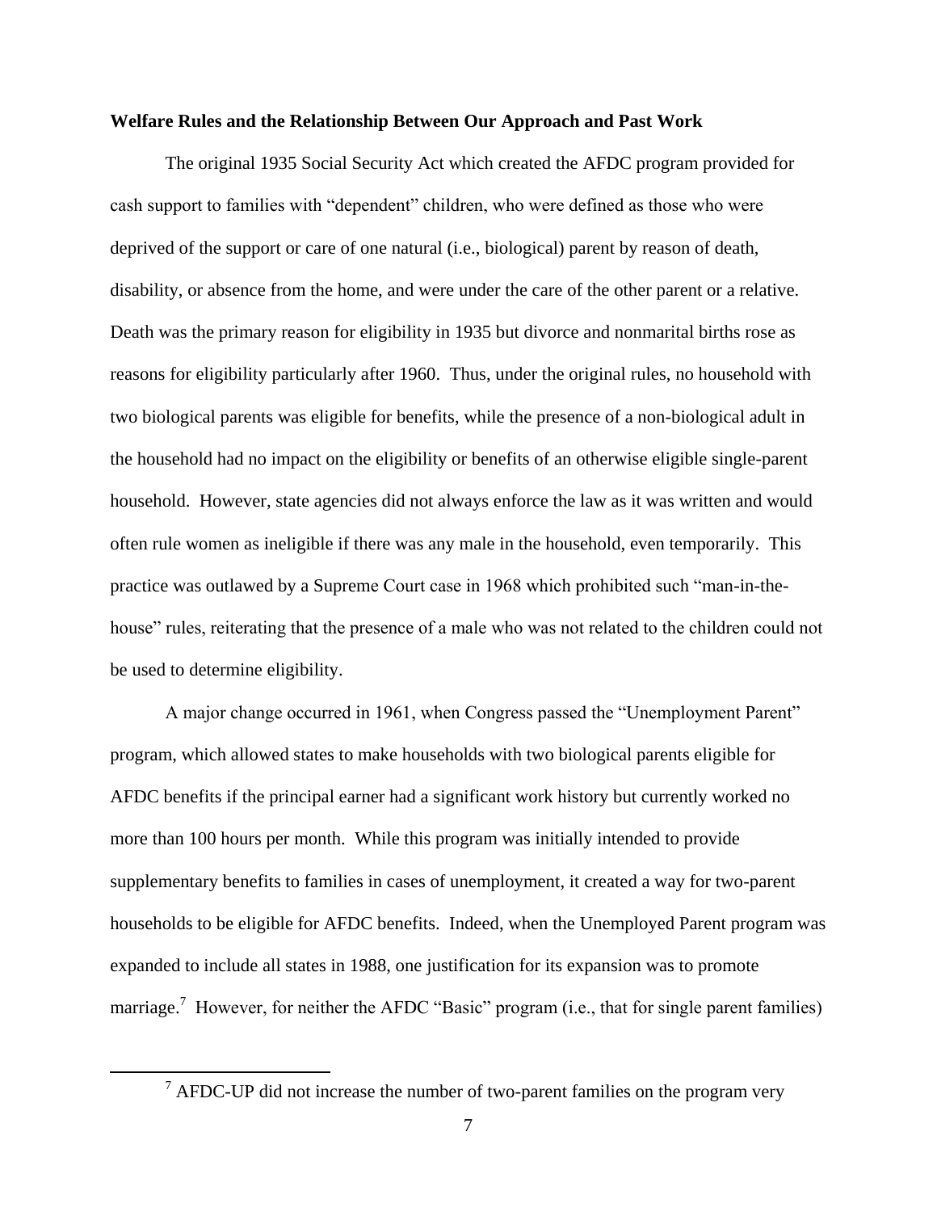**Welfare Rules and the Relationship Between Our Approach and Past Work**

The original 1935 Social Security Act which created the AFDC program provided for cash support to families with "dependent" children, who were defined as those who were deprived of the support or care of one natural (i.e., biological) parent by reason of death, disability, or absence from the home, and were under the care of the other parent or a relative. Death was the primary reason for eligibility in 1935 but divorce and nonmarital births rose as reasons for eligibility particularly after 1960. Thus, under the original rules, no household with two biological parents was eligible for benefits, while the presence of a non-biological adult in the household had no impact on the eligibility or benefits of an otherwise eligible single-parent household. However, state agencies did not always enforce the law as it was written and would often rule women as ineligible if there was any male in the household, even temporarily. This practice was outlawed by a Supreme Court case in 1968 which prohibited such "man-in-the-house" rules, reiterating that the presence of a male who was not related to the children could not be used to determine eligibility.

A major change occurred in 1961, when Congress passed the "Unemployment Parent" program, which allowed states to make households with two biological parents eligible for AFDC benefits if the principal earner had a significant work history but currently worked no more than 100 hours per month. While this program was initially intended to provide supplementary benefits to families in cases of unemployment, it created a way for two-parent households to be eligible for AFDC benefits. Indeed, when the Unemployed Parent program was expanded to include all states in 1988, one justification for its expansion was to promote marriage.[7] However, for neither the AFDC "Basic" program (i.e., that for single parent families)

[7] AFDC-UP did not increase the number of two-parent families on the program very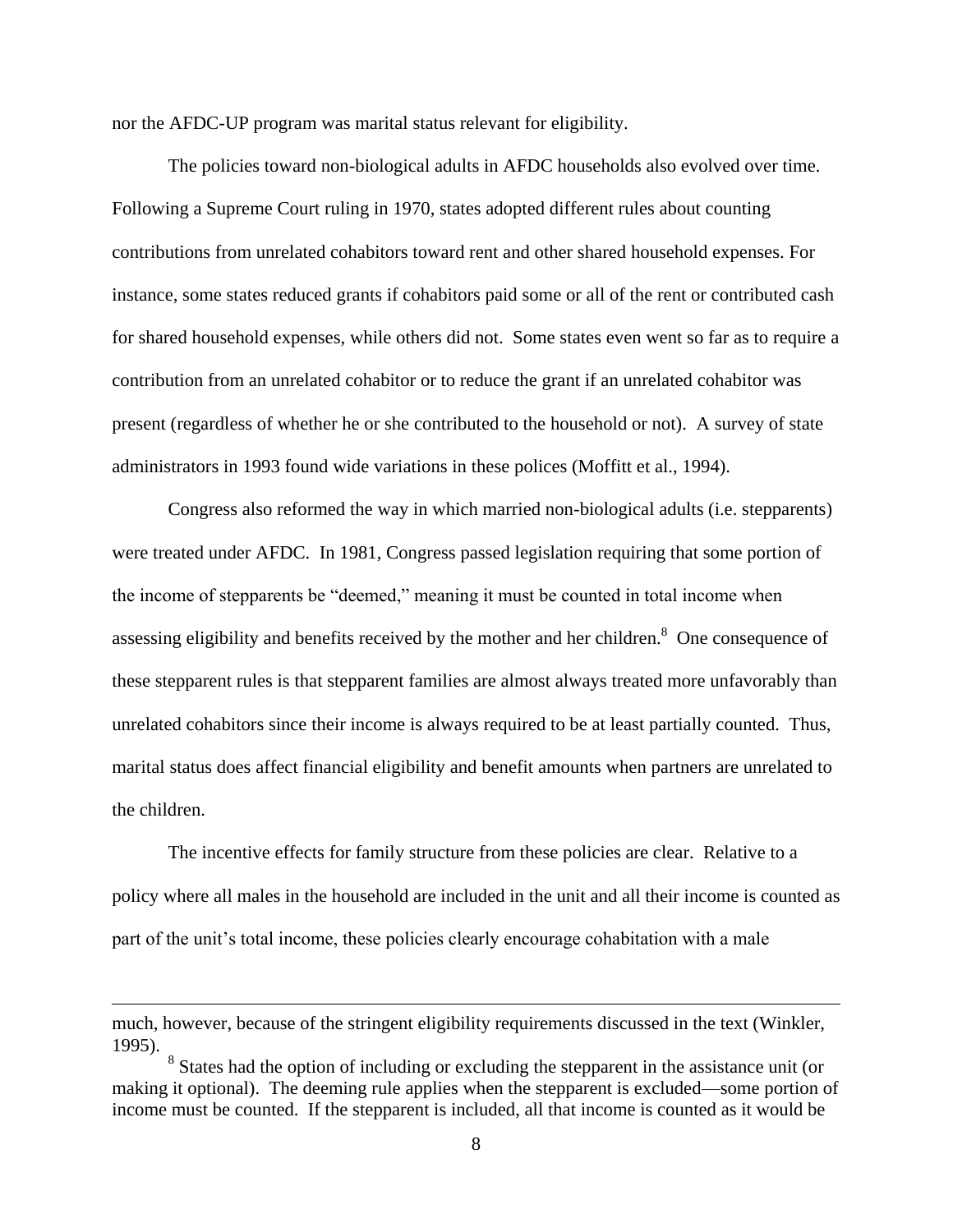nor the AFDC-UP program was marital status relevant for eligibility.

The policies toward non-biological adults in AFDC households also evolved over time. Following a Supreme Court ruling in 1970, states adopted different rules about counting contributions from unrelated cohabitors toward rent and other shared household expenses. For instance, some states reduced grants if cohabitors paid some or all of the rent or contributed cash for shared household expenses, while others did not. Some states even went so far as to require a contribution from an unrelated cohabitor or to reduce the grant if an unrelated cohabitor was present (regardless of whether he or she contributed to the household or not). A survey of state administrators in 1993 found wide variations in these polices (Moffitt et al., 1994).

Congress also reformed the way in which married non-biological adults (i.e. stepparents) were treated under AFDC. In 1981, Congress passed legislation requiring that some portion of the income of stepparents be "deemed," meaning it must be counted in total income when assessing eligibility and benefits received by the mother and her children.[8] One consequence of these stepparent rules is that stepparent families are almost always treated more unfavorably than unrelated cohabitors since their income is always required to be at least partially counted. Thus, marital status does affect financial eligibility and benefit amounts when partners are unrelated to the children.

The incentive effects for family structure from these policies are clear. Relative to a policy where all males in the household are included in the unit and all their income is counted as part of the unit's total income, these policies clearly encourage cohabitation with a male

---

much, however, because of the stringent eligibility requirements discussed in the text (Winkler, 1995).

[8] States had the option of including or excluding the stepparent in the assistance unit (or making it optional). The deeming rule applies when the stepparent is excluded—some portion of income must be counted. If the stepparent is included, all that income is counted as it would be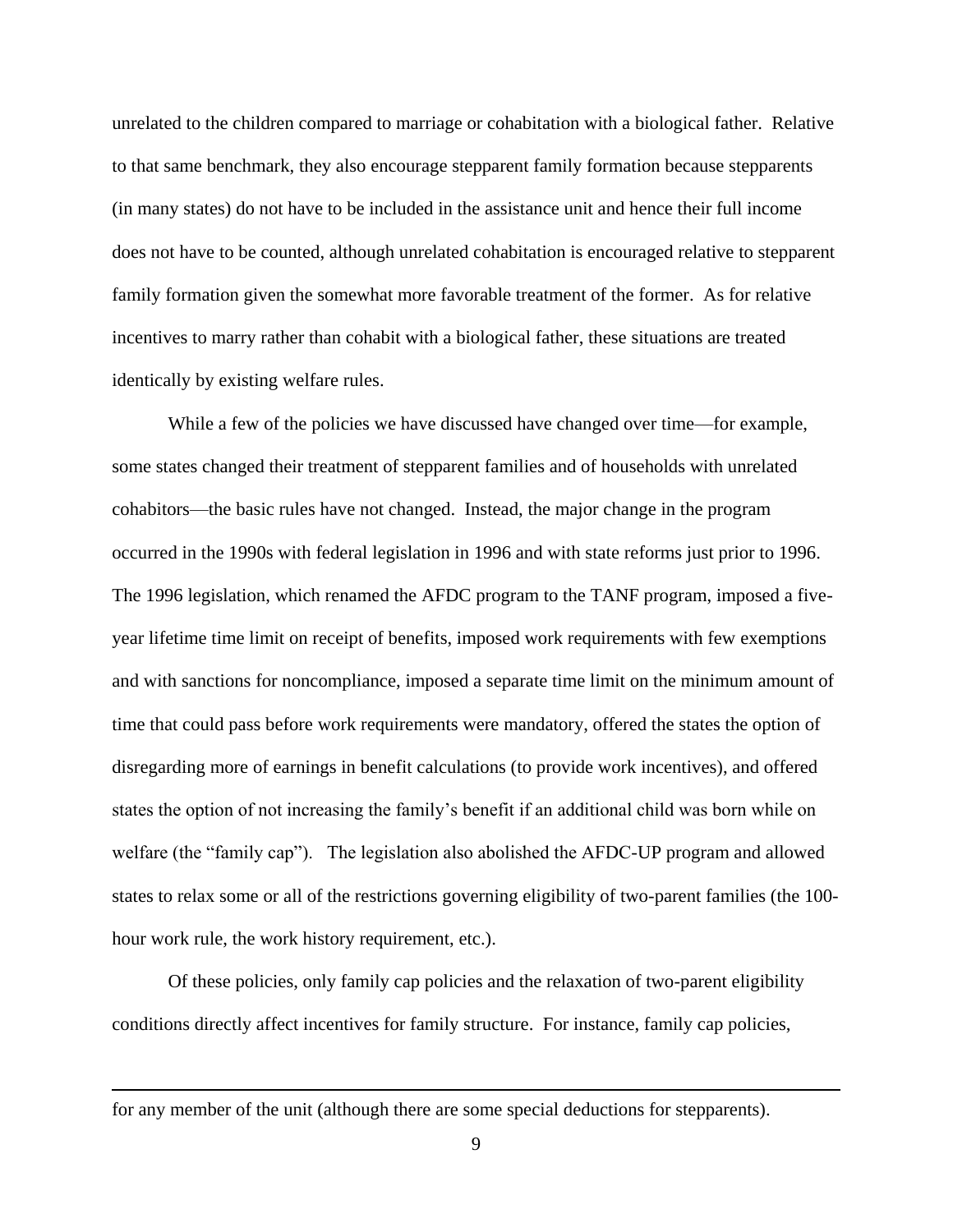unrelated to the children compared to marriage or cohabitation with a biological father. Relative to that same benchmark, they also encourage stepparent family formation because stepparents (in many states) do not have to be included in the assistance unit and hence their full income does not have to be counted, although unrelated cohabitation is encouraged relative to stepparent family formation given the somewhat more favorable treatment of the former. As for relative incentives to marry rather than cohabit with a biological father, these situations are treated identically by existing welfare rules.

While a few of the policies we have discussed have changed over time—for example, some states changed their treatment of stepparent families and of households with unrelated cohabitors—the basic rules have not changed. Instead, the major change in the program occurred in the 1990s with federal legislation in 1996 and with state reforms just prior to 1996. The 1996 legislation, which renamed the AFDC program to the TANF program, imposed a five-year lifetime time limit on receipt of benefits, imposed work requirements with few exemptions and with sanctions for noncompliance, imposed a separate time limit on the minimum amount of time that could pass before work requirements were mandatory, offered the states the option of disregarding more of earnings in benefit calculations (to provide work incentives), and offered states the option of not increasing the family's benefit if an additional child was born while on welfare (the "family cap"). The legislation also abolished the AFDC-UP program and allowed states to relax some or all of the restrictions governing eligibility of two-parent families (the 100-hour work rule, the work history requirement, etc.).

Of these policies, only family cap policies and the relaxation of two-parent eligibility conditions directly affect incentives for family structure. For instance, family cap policies,

---

for any member of the unit (although there are some special deductions for stepparents).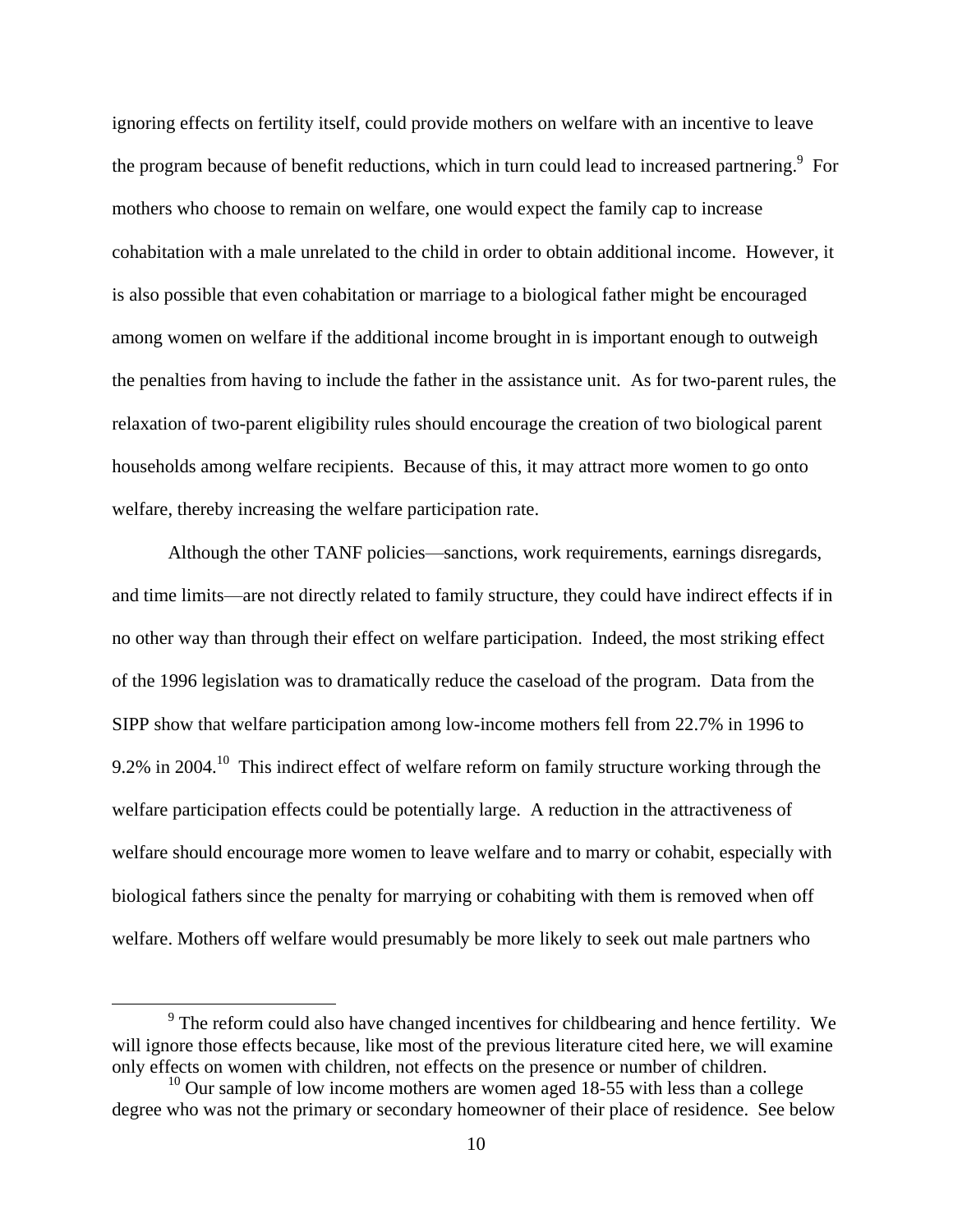ignoring effects on fertility itself, could provide mothers on welfare with an incentive to leave the program because of benefit reductions, which in turn could lead to increased partnering.[9] For mothers who choose to remain on welfare, one would expect the family cap to increase cohabitation with a male unrelated to the child in order to obtain additional income. However, it is also possible that even cohabitation or marriage to a biological father might be encouraged among women on welfare if the additional income brought in is important enough to outweigh the penalties from having to include the father in the assistance unit. As for two-parent rules, the relaxation of two-parent eligibility rules should encourage the creation of two biological parent households among welfare recipients. Because of this, it may attract more women to go onto welfare, thereby increasing the welfare participation rate.

Although the other TANF policies—sanctions, work requirements, earnings disregards, and time limits—are not directly related to family structure, they could have indirect effects if in no other way than through their effect on welfare participation. Indeed, the most striking effect of the 1996 legislation was to dramatically reduce the caseload of the program. Data from the SIPP show that welfare participation among low-income mothers fell from 22.7% in 1996 to 9.2% in 2004.[10] This indirect effect of welfare reform on family structure working through the welfare participation effects could be potentially large. A reduction in the attractiveness of welfare should encourage more women to leave welfare and to marry or cohabit, especially with biological fathers since the penalty for marrying or cohabiting with them is removed when off welfare. Mothers off welfare would presumably be more likely to seek out male partners who

[9] The reform could also have changed incentives for childbearing and hence fertility. We will ignore those effects because, like most of the previous literature cited here, we will examine only effects on women with children, not effects on the presence or number of children.

[10] Our sample of low income mothers are women aged 18-55 with less than a college degree who was not the primary or secondary homeowner of their place of residence. See below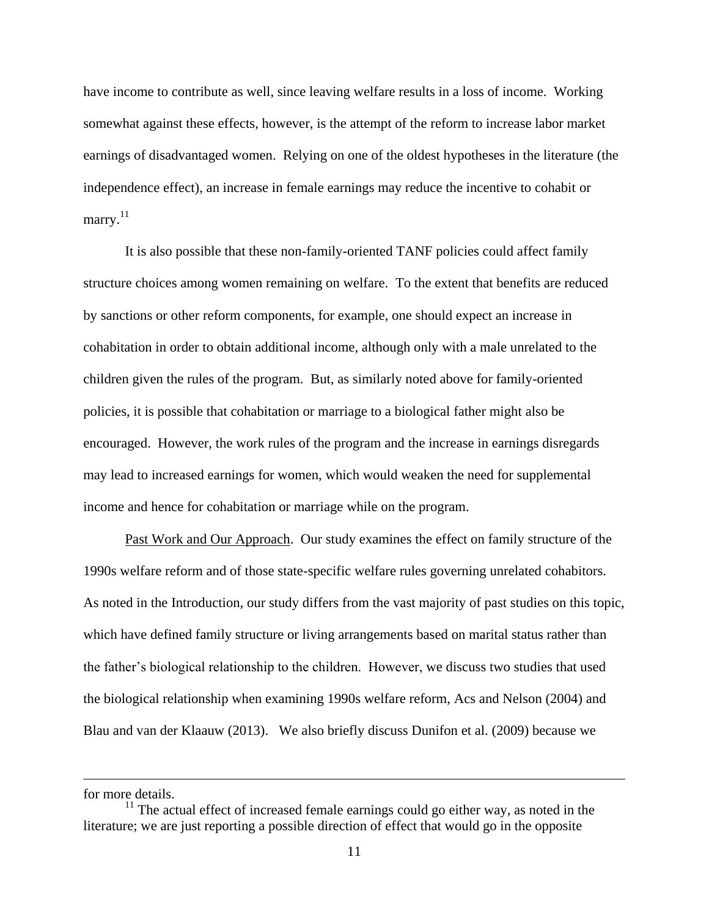have income to contribute as well, since leaving welfare results in a loss of income. Working somewhat against these effects, however, is the attempt of the reform to increase labor market earnings of disadvantaged women. Relying on one of the oldest hypotheses in the literature (the independence effect), an increase in female earnings may reduce the incentive to cohabit or marry.[11]

It is also possible that these non-family-oriented TANF policies could affect family structure choices among women remaining on welfare. To the extent that benefits are reduced by sanctions or other reform components, for example, one should expect an increase in cohabitation in order to obtain additional income, although only with a male unrelated to the children given the rules of the program. But, as similarly noted above for family-oriented policies, it is possible that cohabitation or marriage to a biological father might also be encouraged. However, the work rules of the program and the increase in earnings disregards may lead to increased earnings for women, which would weaken the need for supplemental income and hence for cohabitation or marriage while on the program.

Past Work and Our Approach. Our study examines the effect on family structure of the 1990s welfare reform and of those state-specific welfare rules governing unrelated cohabitors. As noted in the Introduction, our study differs from the vast majority of past studies on this topic, which have defined family structure or living arrangements based on marital status rather than the father's biological relationship to the children. However, we discuss two studies that used the biological relationship when examining 1990s welfare reform, Acs and Nelson (2004) and Blau and van der Klaauw (2013). We also briefly discuss Dunifon et al. (2009) because we

---

for more details.

[11] The actual effect of increased female earnings could go either way, as noted in the literature; we are just reporting a possible direction of effect that would go in the opposite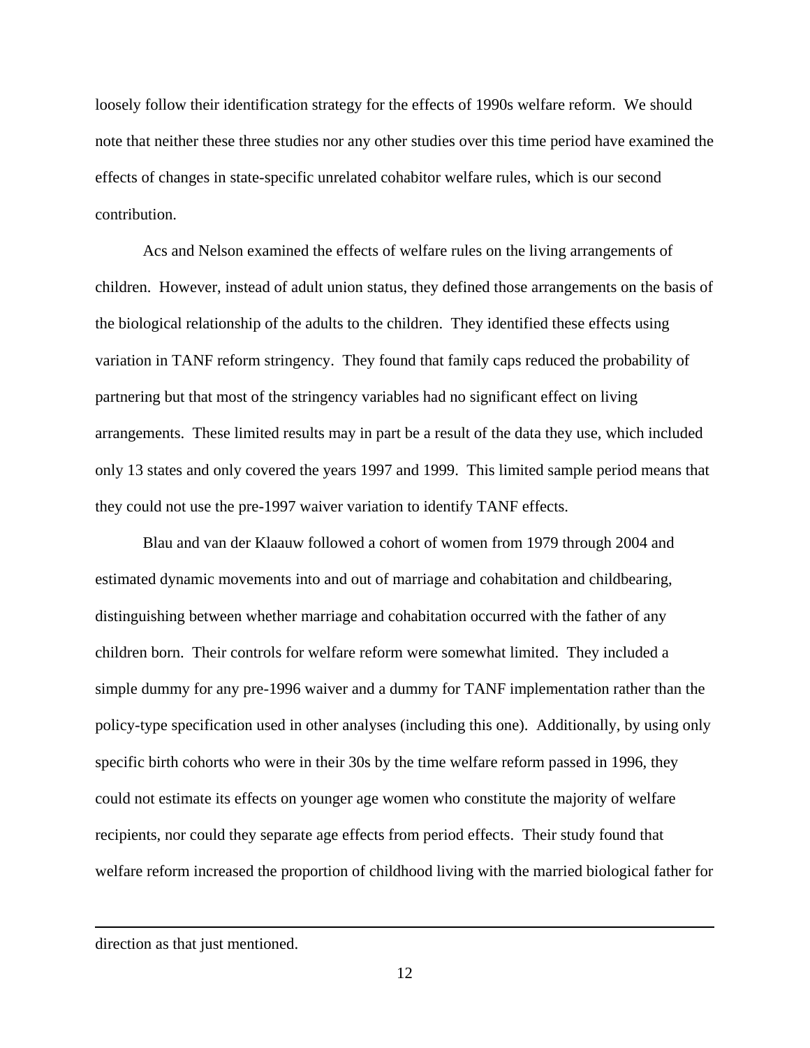loosely follow their identification strategy for the effects of 1990s welfare reform. We should note that neither these three studies nor any other studies over this time period have examined the effects of changes in state-specific unrelated cohabitor welfare rules, which is our second contribution.

Acs and Nelson examined the effects of welfare rules on the living arrangements of children. However, instead of adult union status, they defined those arrangements on the basis of the biological relationship of the adults to the children. They identified these effects using variation in TANF reform stringency. They found that family caps reduced the probability of partnering but that most of the stringency variables had no significant effect on living arrangements. These limited results may in part be a result of the data they use, which included only 13 states and only covered the years 1997 and 1999. This limited sample period means that they could not use the pre-1997 waiver variation to identify TANF effects.

Blau and van der Klaauw followed a cohort of women from 1979 through 2004 and estimated dynamic movements into and out of marriage and cohabitation and childbearing, distinguishing between whether marriage and cohabitation occurred with the father of any children born. Their controls for welfare reform were somewhat limited. They included a simple dummy for any pre-1996 waiver and a dummy for TANF implementation rather than the policy-type specification used in other analyses (including this one). Additionally, by using only specific birth cohorts who were in their 30s by the time welfare reform passed in 1996, they could not estimate its effects on younger age women who constitute the majority of welfare recipients, nor could they separate age effects from period effects. Their study found that welfare reform increased the proportion of childhood living with the married biological father for

---

direction as that just mentioned.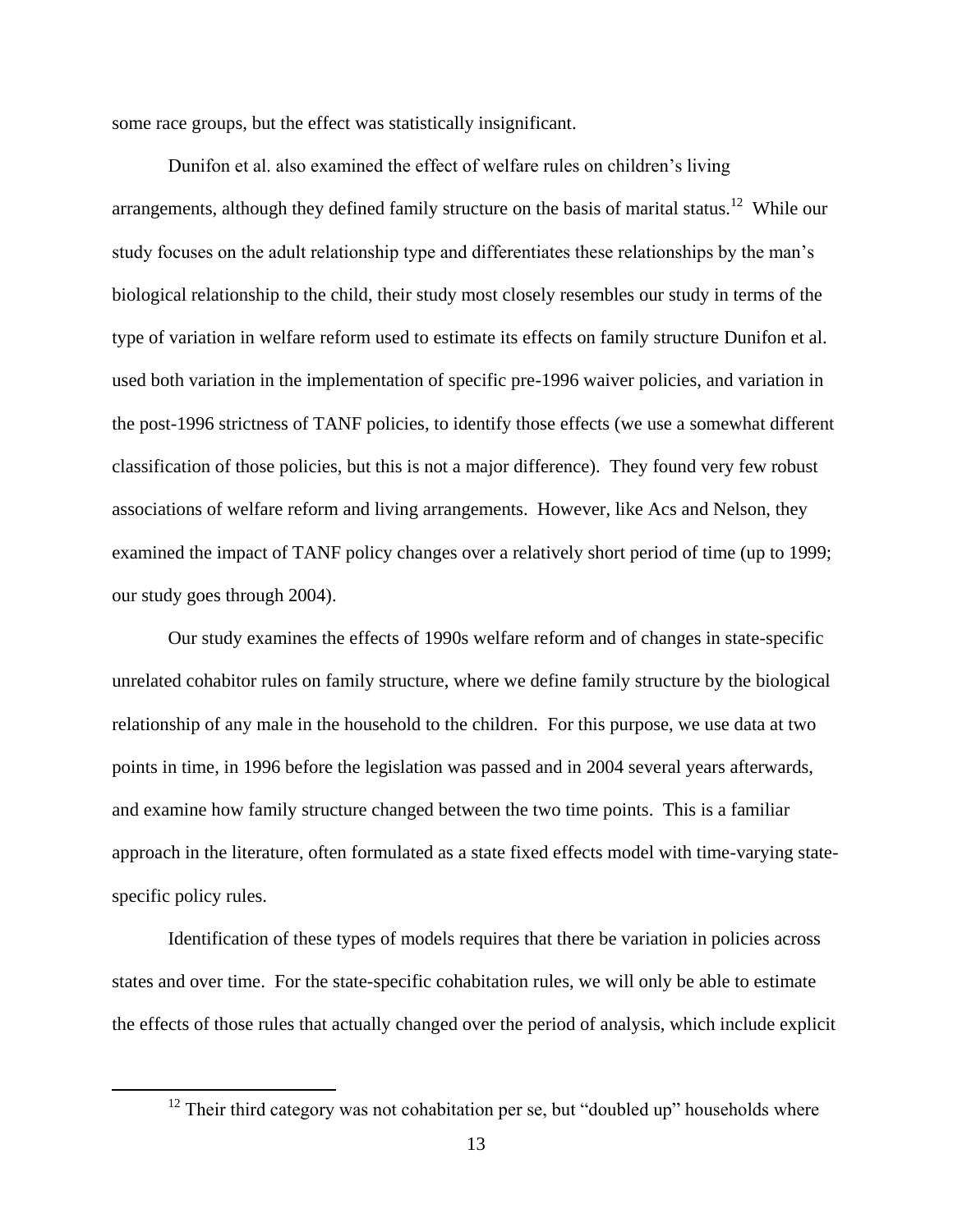some race groups, but the effect was statistically insignificant.

Dunifon et al. also examined the effect of welfare rules on children's living arrangements, although they defined family structure on the basis of marital status.[12] While our study focuses on the adult relationship type and differentiates these relationships by the man's biological relationship to the child, their study most closely resembles our study in terms of the type of variation in welfare reform used to estimate its effects on family structure Dunifon et al. used both variation in the implementation of specific pre-1996 waiver policies, and variation in the post-1996 strictness of TANF policies, to identify those effects (we use a somewhat different classification of those policies, but this is not a major difference). They found very few robust associations of welfare reform and living arrangements. However, like Acs and Nelson, they examined the impact of TANF policy changes over a relatively short period of time (up to 1999; our study goes through 2004).

Our study examines the effects of 1990s welfare reform and of changes in state-specific unrelated cohabitor rules on family structure, where we define family structure by the biological relationship of any male in the household to the children. For this purpose, we use data at two points in time, in 1996 before the legislation was passed and in 2004 several years afterwards, and examine how family structure changed between the two time points. This is a familiar approach in the literature, often formulated as a state fixed effects model with time-varying state-specific policy rules.

Identification of these types of models requires that there be variation in policies across states and over time. For the state-specific cohabitation rules, we will only be able to estimate the effects of those rules that actually changed over the period of analysis, which include explicit

[12] Their third category was not cohabitation per se, but "doubled up" households where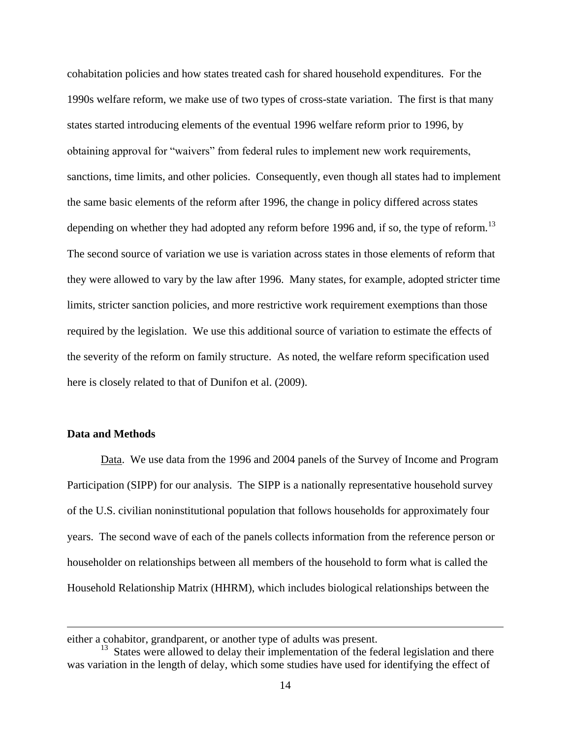cohabitation policies and how states treated cash for shared household expenditures. For the 1990s welfare reform, we make use of two types of cross-state variation. The first is that many states started introducing elements of the eventual 1996 welfare reform prior to 1996, by obtaining approval for "waivers" from federal rules to implement new work requirements, sanctions, time limits, and other policies. Consequently, even though all states had to implement the same basic elements of the reform after 1996, the change in policy differed across states depending on whether they had adopted any reform before 1996 and, if so, the type of reform.[13] The second source of variation we use is variation across states in those elements of reform that they were allowed to vary by the law after 1996. Many states, for example, adopted stricter time limits, stricter sanction policies, and more restrictive work requirement exemptions than those required by the legislation. We use this additional source of variation to estimate the effects of the severity of the reform on family structure. As noted, the welfare reform specification used here is closely related to that of Dunifon et al. (2009).

**Data and Methods**

Data. We use data from the 1996 and 2004 panels of the Survey of Income and Program Participation (SIPP) for our analysis. The SIPP is a nationally representative household survey of the U.S. civilian noninstitutional population that follows households for approximately four years. The second wave of each of the panels collects information from the reference person or householder on relationships between all members of the household to form what is called the Household Relationship Matrix (HHRM), which includes biological relationships between the

---

either a cohabitor, grandparent, or another type of adults was present.

[13] States were allowed to delay their implementation of the federal legislation and there was variation in the length of delay, which some studies have used for identifying the effect of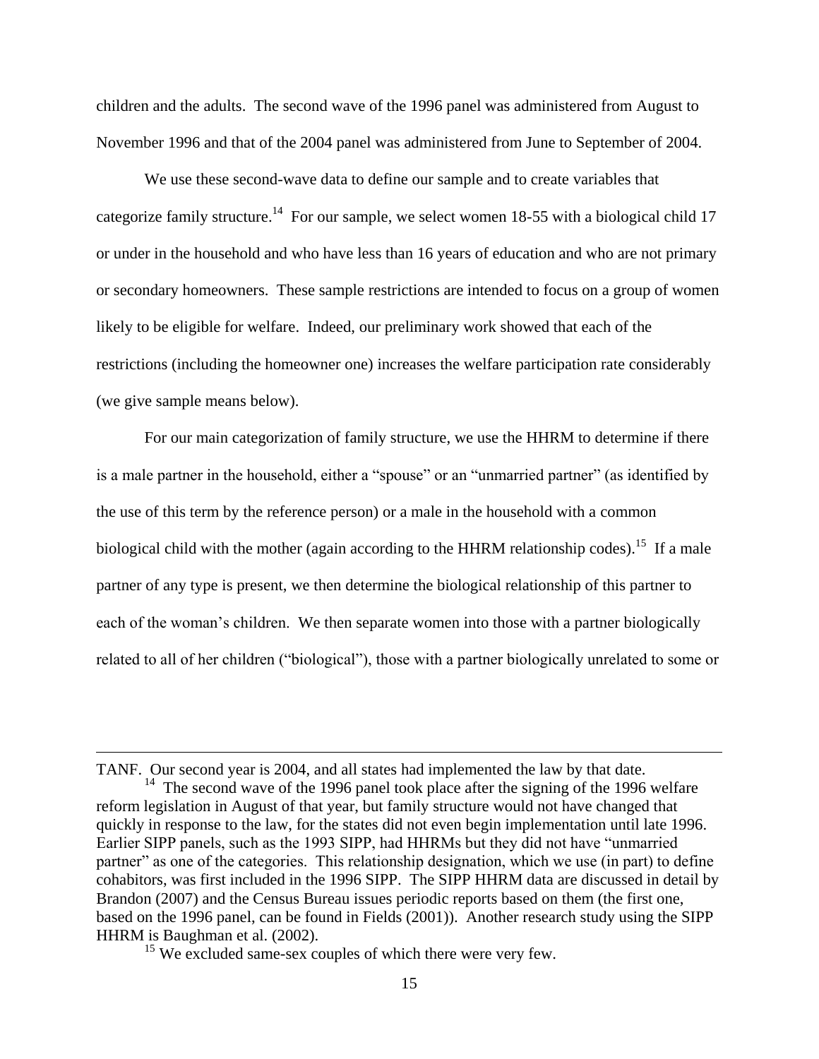children and the adults. The second wave of the 1996 panel was administered from August to November 1996 and that of the 2004 panel was administered from June to September of 2004.

We use these second-wave data to define our sample and to create variables that categorize family structure.[14] For our sample, we select women 18-55 with a biological child 17 or under in the household and who have less than 16 years of education and who are not primary or secondary homeowners. These sample restrictions are intended to focus on a group of women likely to be eligible for welfare. Indeed, our preliminary work showed that each of the restrictions (including the homeowner one) increases the welfare participation rate considerably (we give sample means below).

For our main categorization of family structure, we use the HHRM to determine if there is a male partner in the household, either a "spouse" or an "unmarried partner" (as identified by the use of this term by the reference person) or a male in the household with a common biological child with the mother (again according to the HHRM relationship codes).[15] If a male partner of any type is present, we then determine the biological relationship of this partner to each of the woman's children. We then separate women into those with a partner biologically related to all of her children ("biological"), those with a partner biologically unrelated to some or

---

TANF. Our second year is 2004, and all states had implemented the law by that date.

[14] The second wave of the 1996 panel took place after the signing of the 1996 welfare reform legislation in August of that year, but family structure would not have changed that quickly in response to the law, for the states did not even begin implementation until late 1996. Earlier SIPP panels, such as the 1993 SIPP, had HHRMs but they did not have "unmarried partner" as one of the categories. This relationship designation, which we use (in part) to define cohabitors, was first included in the 1996 SIPP. The SIPP HHRM data are discussed in detail by Brandon (2007) and the Census Bureau issues periodic reports based on them (the first one, based on the 1996 panel, can be found in Fields (2001)). Another research study using the SIPP HHRM is Baughman et al. (2002).

[15] We excluded same-sex couples of which there were very few.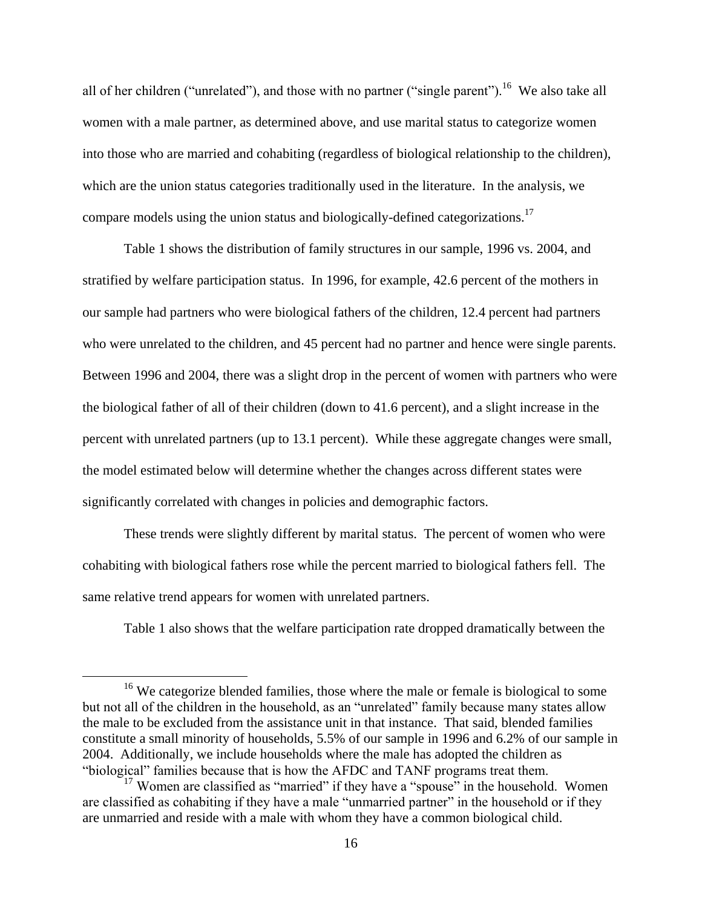all of her children ("unrelated"), and those with no partner ("single parent").[16] We also take all women with a male partner, as determined above, and use marital status to categorize women into those who are married and cohabiting (regardless of biological relationship to the children), which are the union status categories traditionally used in the literature. In the analysis, we compare models using the union status and biologically-defined categorizations.[17]

Table 1 shows the distribution of family structures in our sample, 1996 vs. 2004, and stratified by welfare participation status. In 1996, for example, 42.6 percent of the mothers in our sample had partners who were biological fathers of the children, 12.4 percent had partners who were unrelated to the children, and 45 percent had no partner and hence were single parents. Between 1996 and 2004, there was a slight drop in the percent of women with partners who were the biological father of all of their children (down to 41.6 percent), and a slight increase in the percent with unrelated partners (up to 13.1 percent). While these aggregate changes were small, the model estimated below will determine whether the changes across different states were significantly correlated with changes in policies and demographic factors.

These trends were slightly different by marital status. The percent of women who were cohabiting with biological fathers rose while the percent married to biological fathers fell. The same relative trend appears for women with unrelated partners.

Table 1 also shows that the welfare participation rate dropped dramatically between the

---

[16] We categorize blended families, those where the male or female is biological to some but not all of the children in the household, as an "unrelated" family because many states allow the male to be excluded from the assistance unit in that instance. That said, blended families constitute a small minority of households, 5.5% of our sample in 1996 and 6.2% of our sample in 2004. Additionally, we include households where the male has adopted the children as "biological" families because that is how the AFDC and TANF programs treat them.

[17] Women are classified as "married" if they have a "spouse" in the household. Women are classified as cohabiting if they have a male "unmarried partner" in the household or if they are unmarried and reside with a male with whom they have a common biological child.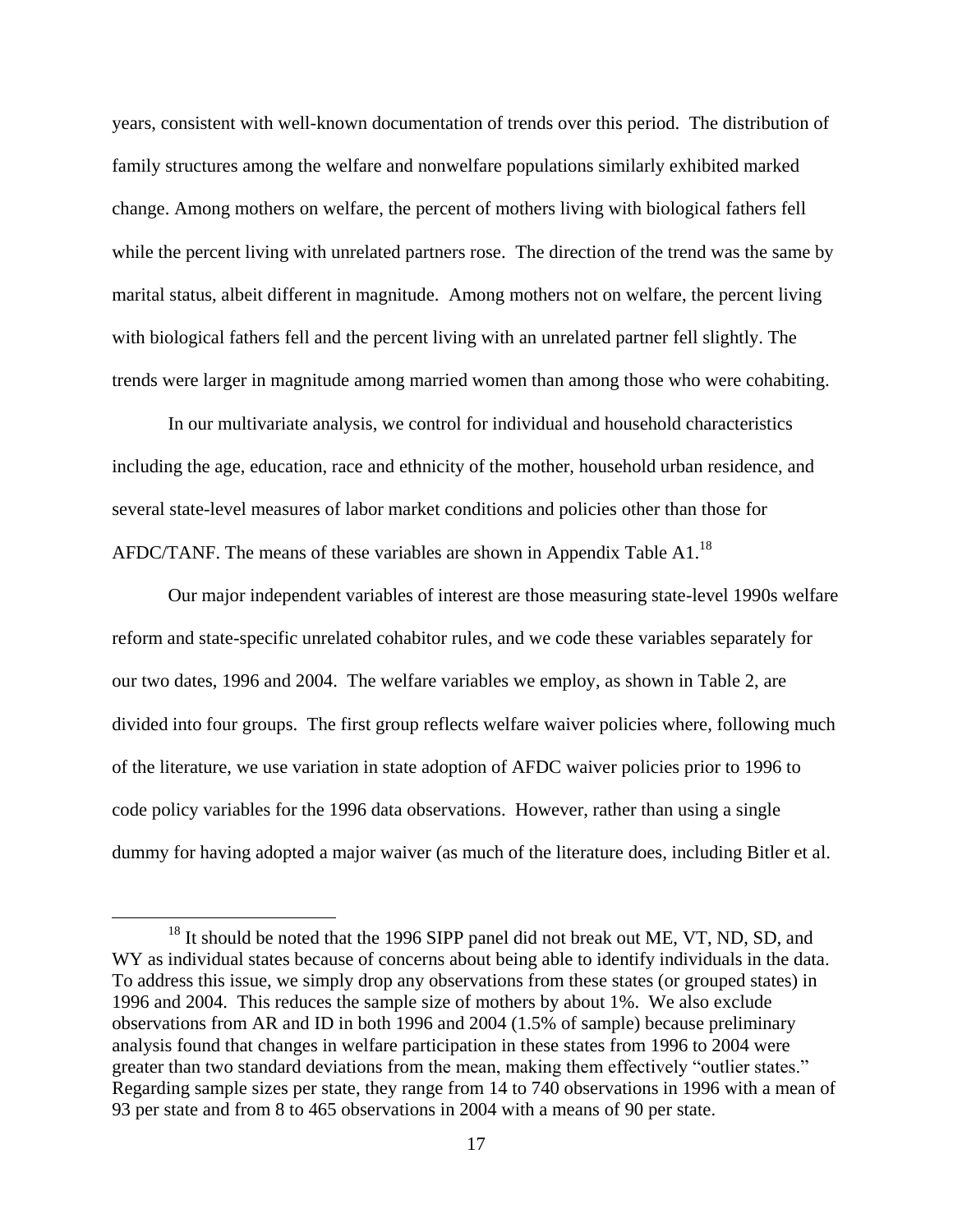years, consistent with well-known documentation of trends over this period. The distribution of family structures among the welfare and nonwelfare populations similarly exhibited marked change. Among mothers on welfare, the percent of mothers living with biological fathers fell while the percent living with unrelated partners rose. The direction of the trend was the same by marital status, albeit different in magnitude. Among mothers not on welfare, the percent living with biological fathers fell and the percent living with an unrelated partner fell slightly. The trends were larger in magnitude among married women than among those who were cohabiting.

In our multivariate analysis, we control for individual and household characteristics including the age, education, race and ethnicity of the mother, household urban residence, and several state-level measures of labor market conditions and policies other than those for AFDC/TANF. The means of these variables are shown in Appendix Table A1.[18]

Our major independent variables of interest are those measuring state-level 1990s welfare reform and state-specific unrelated cohabitor rules, and we code these variables separately for our two dates, 1996 and 2004. The welfare variables we employ, as shown in Table 2, are divided into four groups. The first group reflects welfare waiver policies where, following much of the literature, we use variation in state adoption of AFDC waiver policies prior to 1996 to code policy variables for the 1996 data observations. However, rather than using a single dummy for having adopted a major waiver (as much of the literature does, including Bitler et al.

[18] It should be noted that the 1996 SIPP panel did not break out ME, VT, ND, SD, and WY as individual states because of concerns about being able to identify individuals in the data. To address this issue, we simply drop any observations from these states (or grouped states) in 1996 and 2004. This reduces the sample size of mothers by about 1%. We also exclude observations from AR and ID in both 1996 and 2004 (1.5% of sample) because preliminary analysis found that changes in welfare participation in these states from 1996 to 2004 were greater than two standard deviations from the mean, making them effectively "outlier states." Regarding sample sizes per state, they range from 14 to 740 observations in 1996 with a mean of 93 per state and from 8 to 465 observations in 2004 with a means of 90 per state.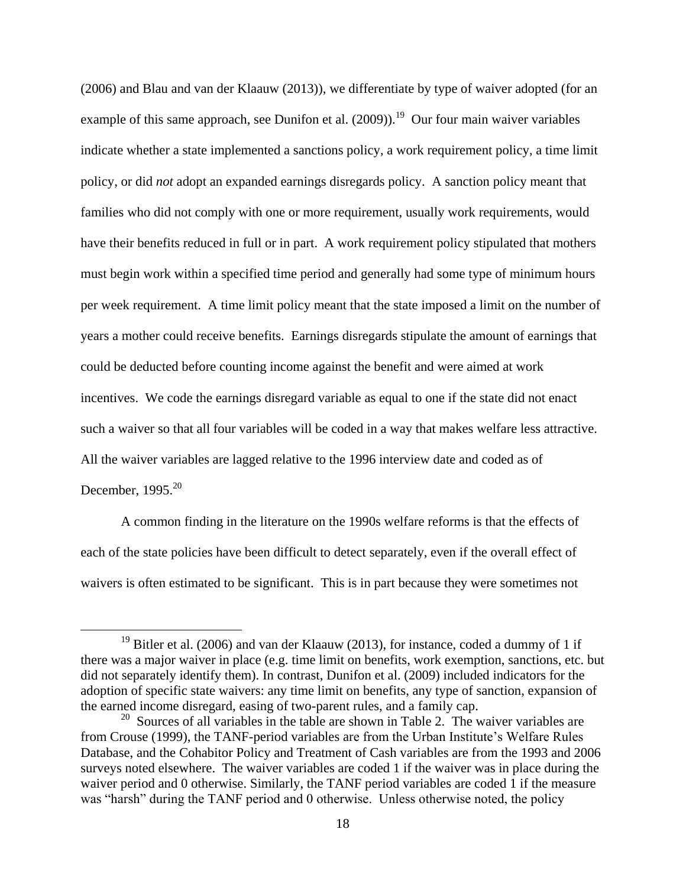(2006) and Blau and van der Klaauw (2013)), we differentiate by type of waiver adopted (for an example of this same approach, see Dunifon et al. (2009)).[19] Our four main waiver variables indicate whether a state implemented a sanctions policy, a work requirement policy, a time limit policy, or did *not* adopt an expanded earnings disregards policy. A sanction policy meant that families who did not comply with one or more requirement, usually work requirements, would have their benefits reduced in full or in part. A work requirement policy stipulated that mothers must begin work within a specified time period and generally had some type of minimum hours per week requirement. A time limit policy meant that the state imposed a limit on the number of years a mother could receive benefits. Earnings disregards stipulate the amount of earnings that could be deducted before counting income against the benefit and were aimed at work incentives. We code the earnings disregard variable as equal to one if the state did not enact such a waiver so that all four variables will be coded in a way that makes welfare less attractive. All the waiver variables are lagged relative to the 1996 interview date and coded as of December, 1995.[20]

A common finding in the literature on the 1990s welfare reforms is that the effects of each of the state policies have been difficult to detect separately, even if the overall effect of waivers is often estimated to be significant. This is in part because they were sometimes not

[19] Bitler et al. (2006) and van der Klaauw (2013), for instance, coded a dummy of 1 if there was a major waiver in place (e.g. time limit on benefits, work exemption, sanctions, etc. but did not separately identify them). In contrast, Dunifon et al. (2009) included indicators for the adoption of specific state waivers: any time limit on benefits, any type of sanction, expansion of the earned income disregard, easing of two-parent rules, and a family cap.

[20] Sources of all variables in the table are shown in Table 2. The waiver variables are from Crouse (1999), the TANF-period variables are from the Urban Institute's Welfare Rules Database, and the Cohabitor Policy and Treatment of Cash variables are from the 1993 and 2006 surveys noted elsewhere. The waiver variables are coded 1 if the waiver was in place during the waiver period and 0 otherwise. Similarly, the TANF period variables are coded 1 if the measure was "harsh" during the TANF period and 0 otherwise. Unless otherwise noted, the policy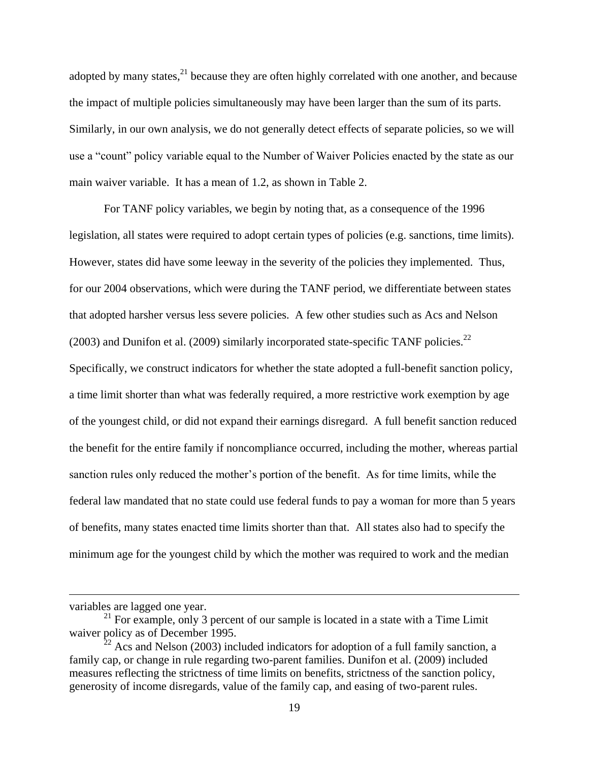adopted by many states,[21] because they are often highly correlated with one another, and because the impact of multiple policies simultaneously may have been larger than the sum of its parts. Similarly, in our own analysis, we do not generally detect effects of separate policies, so we will use a "count" policy variable equal to the Number of Waiver Policies enacted by the state as our main waiver variable. It has a mean of 1.2, as shown in Table 2.

For TANF policy variables, we begin by noting that, as a consequence of the 1996 legislation, all states were required to adopt certain types of policies (e.g. sanctions, time limits). However, states did have some leeway in the severity of the policies they implemented. Thus, for our 2004 observations, which were during the TANF period, we differentiate between states that adopted harsher versus less severe policies. A few other studies such as Acs and Nelson (2003) and Dunifon et al. (2009) similarly incorporated state-specific TANF policies.[22] Specifically, we construct indicators for whether the state adopted a full-benefit sanction policy, a time limit shorter than what was federally required, a more restrictive work exemption by age of the youngest child, or did not expand their earnings disregard. A full benefit sanction reduced the benefit for the entire family if noncompliance occurred, including the mother, whereas partial sanction rules only reduced the mother's portion of the benefit. As for time limits, while the federal law mandated that no state could use federal funds to pay a woman for more than 5 years of benefits, many states enacted time limits shorter than that. All states also had to specify the minimum age for the youngest child by which the mother was required to work and the median

---

variables are lagged one year.

[21] For example, only 3 percent of our sample is located in a state with a Time Limit waiver policy as of December 1995.

[22] Acs and Nelson (2003) included indicators for adoption of a full family sanction, a family cap, or change in rule regarding two-parent families. Dunifon et al. (2009) included measures reflecting the strictness of time limits on benefits, strictness of the sanction policy, generosity of income disregards, value of the family cap, and easing of two-parent rules.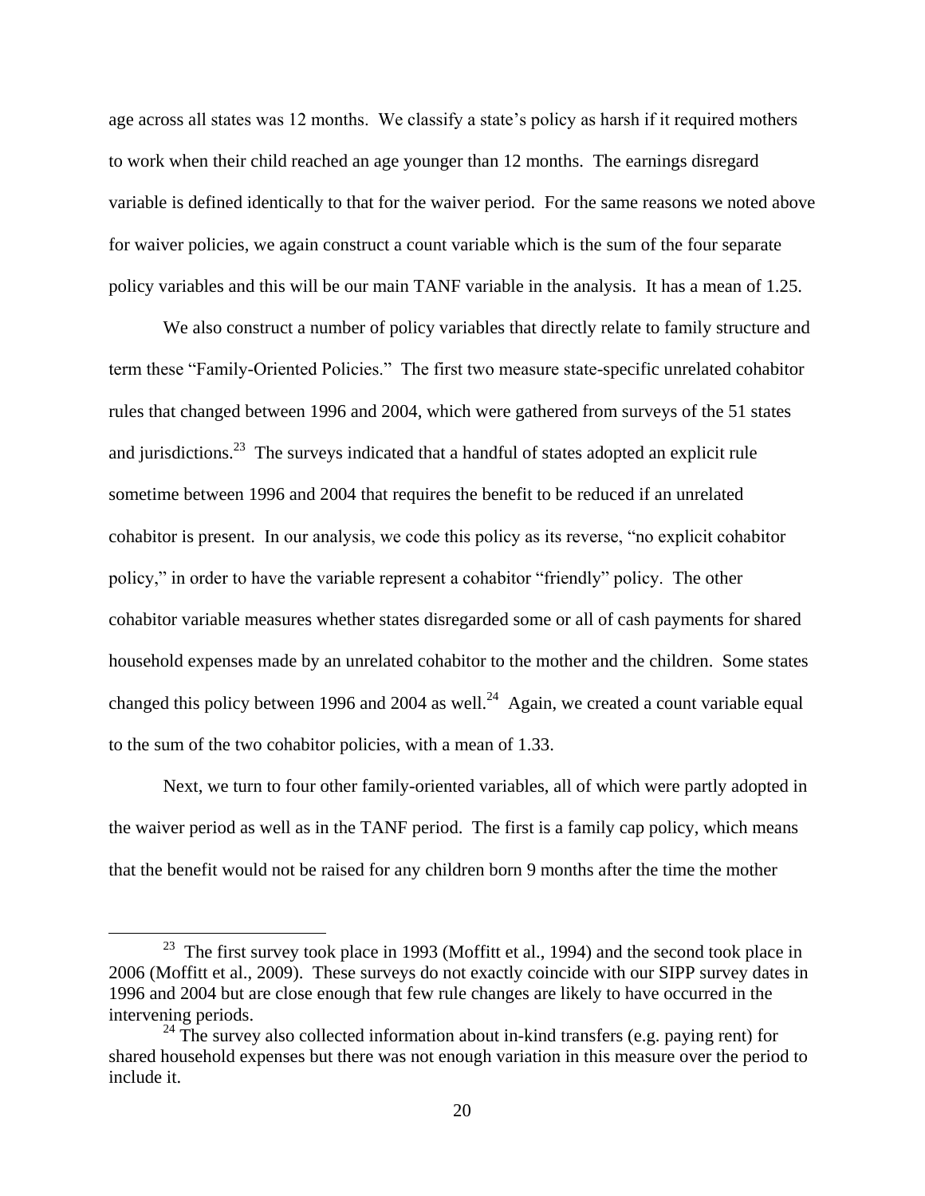age across all states was 12 months. We classify a state's policy as harsh if it required mothers to work when their child reached an age younger than 12 months. The earnings disregard variable is defined identically to that for the waiver period. For the same reasons we noted above for waiver policies, we again construct a count variable which is the sum of the four separate policy variables and this will be our main TANF variable in the analysis. It has a mean of 1.25.

We also construct a number of policy variables that directly relate to family structure and term these "Family-Oriented Policies." The first two measure state-specific unrelated cohabitor rules that changed between 1996 and 2004, which were gathered from surveys of the 51 states and jurisdictions.[23] The surveys indicated that a handful of states adopted an explicit rule sometime between 1996 and 2004 that requires the benefit to be reduced if an unrelated cohabitor is present. In our analysis, we code this policy as its reverse, "no explicit cohabitor policy," in order to have the variable represent a cohabitor "friendly" policy. The other cohabitor variable measures whether states disregarded some or all of cash payments for shared household expenses made by an unrelated cohabitor to the mother and the children. Some states changed this policy between 1996 and 2004 as well.[24] Again, we created a count variable equal to the sum of the two cohabitor policies, with a mean of 1.33.

Next, we turn to four other family-oriented variables, all of which were partly adopted in the waiver period as well as in the TANF period. The first is a family cap policy, which means that the benefit would not be raised for any children born 9 months after the time the mother

---

[23] The first survey took place in 1993 (Moffitt et al., 1994) and the second took place in 2006 (Moffitt et al., 2009). These surveys do not exactly coincide with our SIPP survey dates in 1996 and 2004 but are close enough that few rule changes are likely to have occurred in the intervening periods.

[24] The survey also collected information about in-kind transfers (e.g. paying rent) for shared household expenses but there was not enough variation in this measure over the period to include it.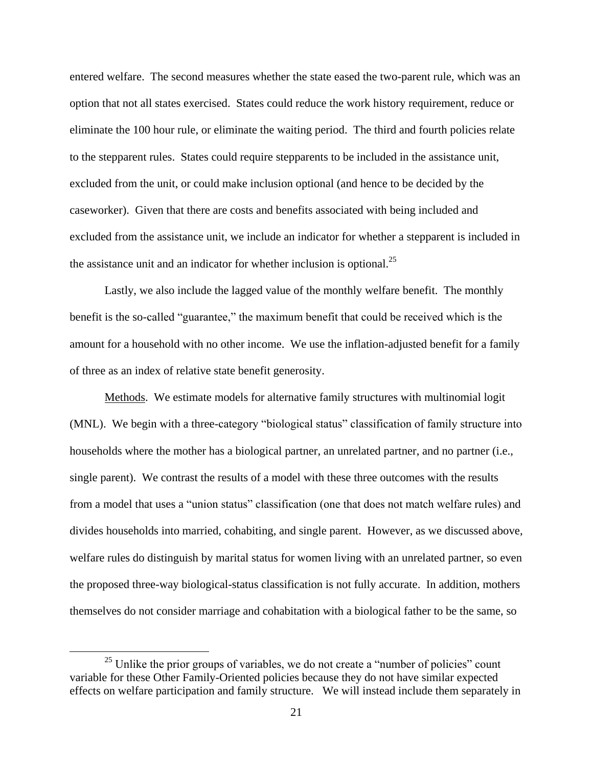entered welfare. The second measures whether the state eased the two-parent rule, which was an option that not all states exercised. States could reduce the work history requirement, reduce or eliminate the 100 hour rule, or eliminate the waiting period. The third and fourth policies relate to the stepparent rules. States could require stepparents to be included in the assistance unit, excluded from the unit, or could make inclusion optional (and hence to be decided by the caseworker). Given that there are costs and benefits associated with being included and excluded from the assistance unit, we include an indicator for whether a stepparent is included in the assistance unit and an indicator for whether inclusion is optional.[25]

Lastly, we also include the lagged value of the monthly welfare benefit. The monthly benefit is the so-called "guarantee," the maximum benefit that could be received which is the amount for a household with no other income. We use the inflation-adjusted benefit for a family of three as an index of relative state benefit generosity.

Methods. We estimate models for alternative family structures with multinomial logit (MNL). We begin with a three-category "biological status" classification of family structure into households where the mother has a biological partner, an unrelated partner, and no partner (i.e., single parent). We contrast the results of a model with these three outcomes with the results from a model that uses a "union status" classification (one that does not match welfare rules) and divides households into married, cohabiting, and single parent. However, as we discussed above, welfare rules do distinguish by marital status for women living with an unrelated partner, so even the proposed three-way biological-status classification is not fully accurate. In addition, mothers themselves do not consider marriage and cohabitation with a biological father to be the same, so

[25] Unlike the prior groups of variables, we do not create a "number of policies" count variable for these Other Family-Oriented policies because they do not have similar expected effects on welfare participation and family structure. We will instead include them separately in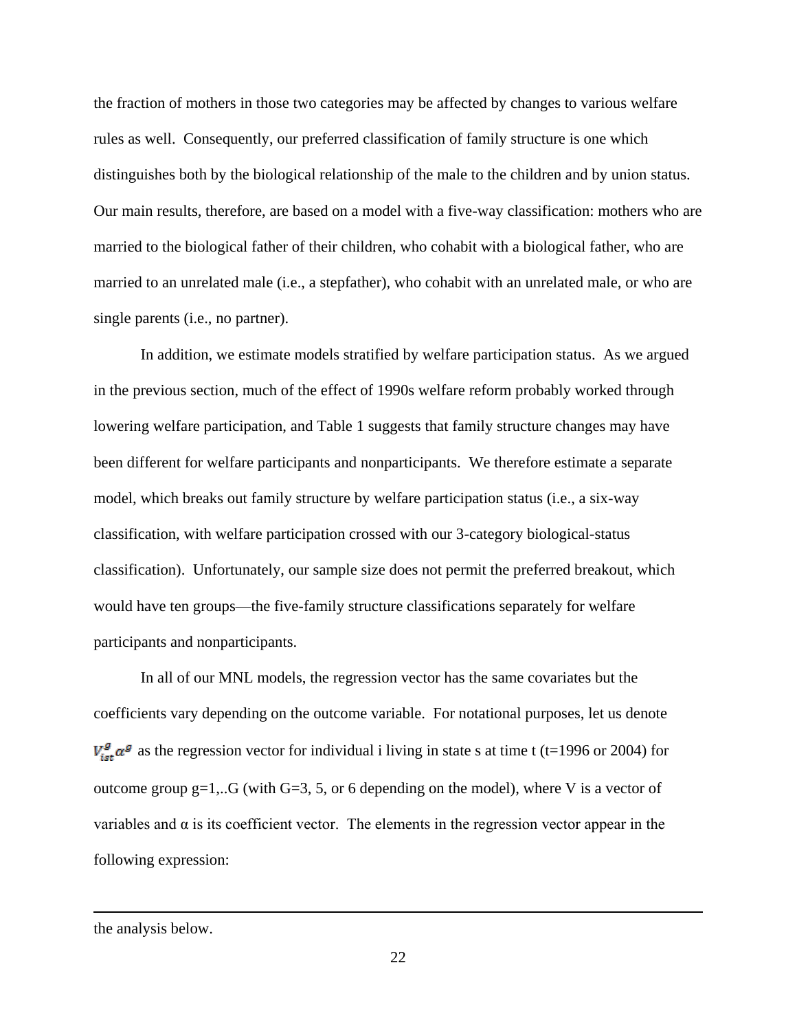the fraction of mothers in those two categories may be affected by changes to various welfare rules as well. Consequently, our preferred classification of family structure is one which distinguishes both by the biological relationship of the male to the children and by union status. Our main results, therefore, are based on a model with a five-way classification: mothers who are married to the biological father of their children, who cohabit with a biological father, who are married to an unrelated male (i.e., a stepfather), who cohabit with an unrelated male, or who are single parents (i.e., no partner).

In addition, we estimate models stratified by welfare participation status. As we argued in the previous section, much of the effect of 1990s welfare reform probably worked through lowering welfare participation, and Table 1 suggests that family structure changes may have been different for welfare participants and nonparticipants. We therefore estimate a separate model, which breaks out family structure by welfare participation status (i.e., a six-way classification, with welfare participation crossed with our 3-category biological-status classification). Unfortunately, our sample size does not permit the preferred breakout, which would have ten groups—the five-family structure classifications separately for welfare participants and nonparticipants.

In all of our MNL models, the regression vector has the same covariates but the coefficients vary depending on the outcome variable. For notational purposes, let us denote $V_{ist}^{g}\alpha^{g}$ as the regression vector for individual i living in state s at time t (t=1996 or 2004) for outcome group g=1,..G (with G=3, 5, or 6 depending on the model), where V is a vector of variables and α is its coefficient vector. The elements in the regression vector appear in the following expression:

---

the analysis below.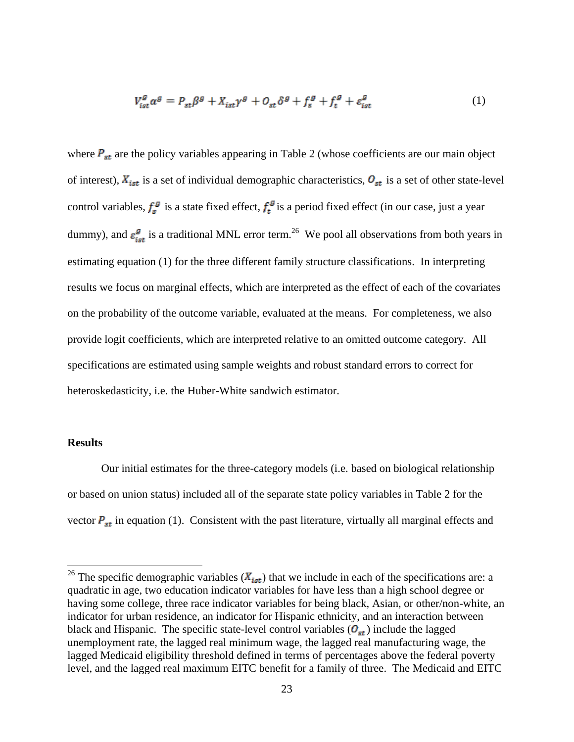$$V^g_{ist}\alpha^g = P_{st}\beta^g + X_{ist}\gamma^g + O_{st}\delta^g + f^g_s + f^g_t + \varepsilon^g_{ist} \tag{1}$$

where $P_{st}$ are the policy variables appearing in Table 2 (whose coefficients are our main object of interest), $X_{ist}$ is a set of individual demographic characteristics, $O_{st}$ is a set of other state-level control variables, $f^g_s$ is a state fixed effect, $f^g_t$ is a period fixed effect (in our case, just a year dummy), and $\varepsilon^g_{ist}$ is a traditional MNL error term.[26] We pool all observations from both years in estimating equation (1) for the three different family structure classifications. In interpreting results we focus on marginal effects, which are interpreted as the effect of each of the covariates on the probability of the outcome variable, evaluated at the means. For completeness, we also provide logit coefficients, which are interpreted relative to an omitted outcome category. All specifications are estimated using sample weights and robust standard errors to correct for heteroskedasticity, i.e. the Huber-White sandwich estimator.

**Results**

Our initial estimates for the three-category models (i.e. based on biological relationship or based on union status) included all of the separate state policy variables in Table 2 for the vector $P_{st}$ in equation (1). Consistent with the past literature, virtually all marginal effects and

---

[26] The specific demographic variables ($X_{ist}$) that we include in each of the specifications are: a quadratic in age, two education indicator variables for have less than a high school degree or having some college, three race indicator variables for being black, Asian, or other/non-white, an indicator for urban residence, an indicator for Hispanic ethnicity, and an interaction between black and Hispanic. The specific state-level control variables ($O_{st}$) include the lagged unemployment rate, the lagged real minimum wage, the lagged real manufacturing wage, the lagged Medicaid eligibility threshold defined in terms of percentages above the federal poverty level, and the lagged real maximum EITC benefit for a family of three. The Medicaid and EITC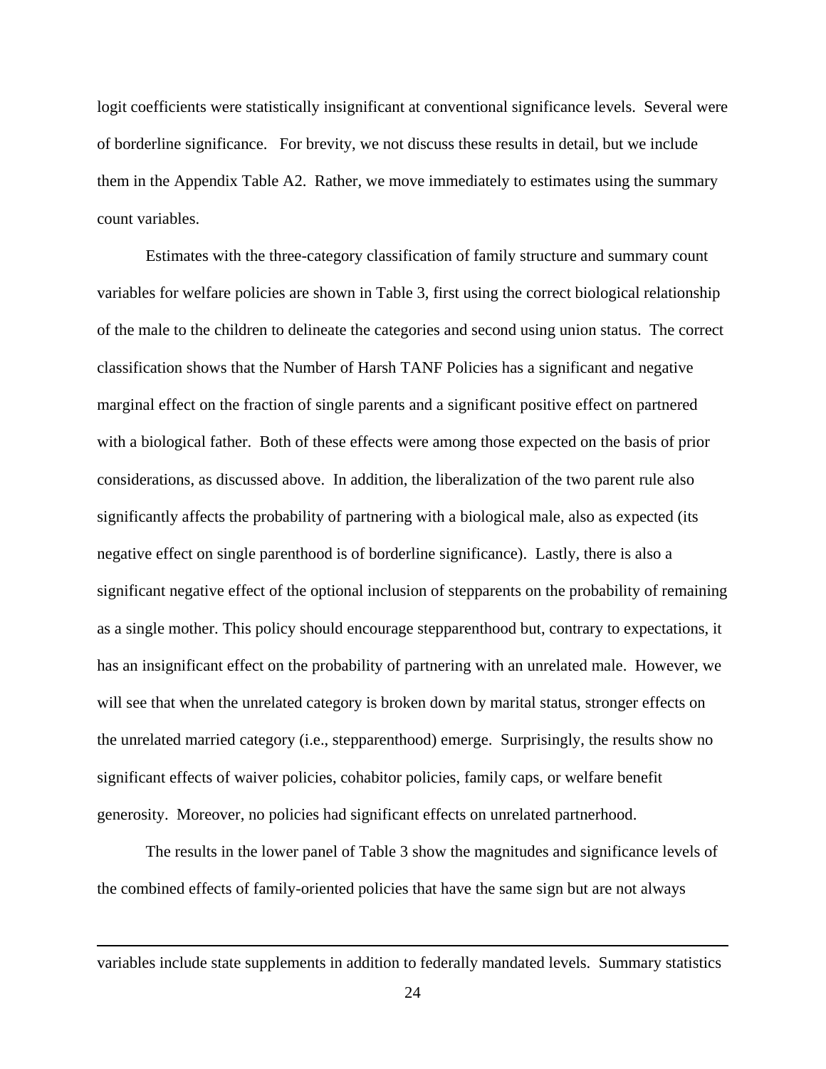logit coefficients were statistically insignificant at conventional significance levels. Several were of borderline significance. For brevity, we not discuss these results in detail, but we include them in the Appendix Table A2. Rather, we move immediately to estimates using the summary count variables.

Estimates with the three-category classification of family structure and summary count variables for welfare policies are shown in Table 3, first using the correct biological relationship of the male to the children to delineate the categories and second using union status. The correct classification shows that the Number of Harsh TANF Policies has a significant and negative marginal effect on the fraction of single parents and a significant positive effect on partnered with a biological father. Both of these effects were among those expected on the basis of prior considerations, as discussed above. In addition, the liberalization of the two parent rule also significantly affects the probability of partnering with a biological male, also as expected (its negative effect on single parenthood is of borderline significance). Lastly, there is also a significant negative effect of the optional inclusion of stepparents on the probability of remaining as a single mother. This policy should encourage stepparenthood but, contrary to expectations, it has an insignificant effect on the probability of partnering with an unrelated male. However, we will see that when the unrelated category is broken down by marital status, stronger effects on the unrelated married category (i.e., stepparenthood) emerge. Surprisingly, the results show no significant effects of waiver policies, cohabitor policies, family caps, or welfare benefit generosity. Moreover, no policies had significant effects on unrelated partnerhood.

The results in the lower panel of Table 3 show the magnitudes and significance levels of the combined effects of family-oriented policies that have the same sign but are not always

---

variables include state supplements in addition to federally mandated levels. Summary statistics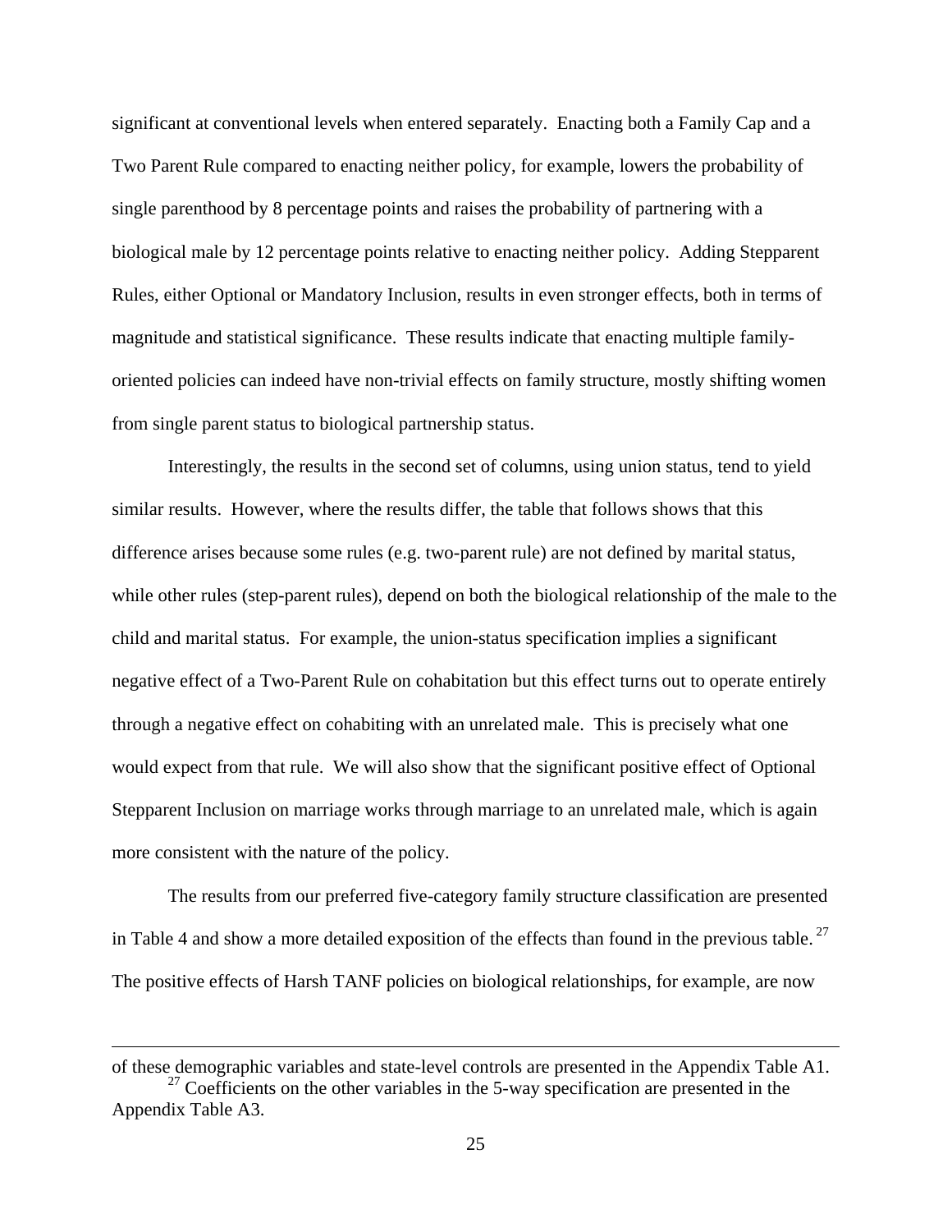significant at conventional levels when entered separately. Enacting both a Family Cap and a Two Parent Rule compared to enacting neither policy, for example, lowers the probability of single parenthood by 8 percentage points and raises the probability of partnering with a biological male by 12 percentage points relative to enacting neither policy. Adding Stepparent Rules, either Optional or Mandatory Inclusion, results in even stronger effects, both in terms of magnitude and statistical significance. These results indicate that enacting multiple family-oriented policies can indeed have non-trivial effects on family structure, mostly shifting women from single parent status to biological partnership status.

Interestingly, the results in the second set of columns, using union status, tend to yield similar results. However, where the results differ, the table that follows shows that this difference arises because some rules (e.g. two-parent rule) are not defined by marital status, while other rules (step-parent rules), depend on both the biological relationship of the male to the child and marital status. For example, the union-status specification implies a significant negative effect of a Two-Parent Rule on cohabitation but this effect turns out to operate entirely through a negative effect on cohabiting with an unrelated male. This is precisely what one would expect from that rule. We will also show that the significant positive effect of Optional Stepparent Inclusion on marriage works through marriage to an unrelated male, which is again more consistent with the nature of the policy.

The results from our preferred five-category family structure classification are presented in Table 4 and show a more detailed exposition of the effects than found in the previous table.[27] The positive effects of Harsh TANF policies on biological relationships, for example, are now

---

of these demographic variables and state-level controls are presented in the Appendix Table A1.

[27] Coefficients on the other variables in the 5-way specification are presented in the Appendix Table A3.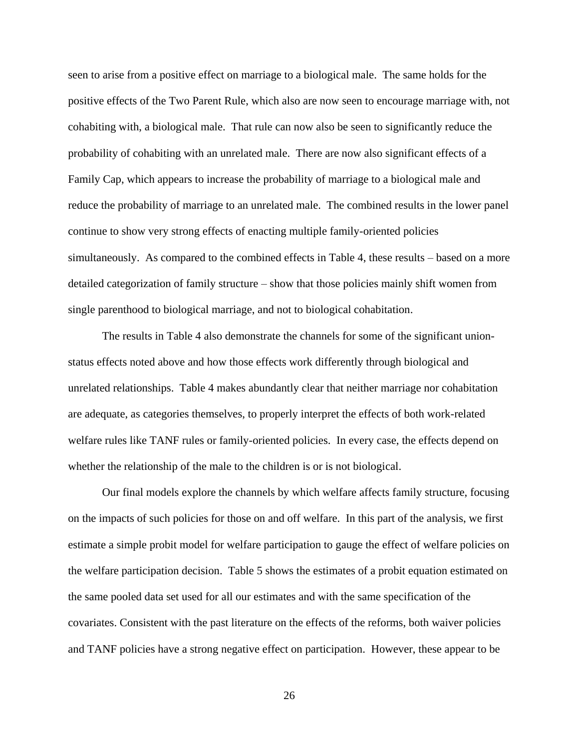seen to arise from a positive effect on marriage to a biological male. The same holds for the positive effects of the Two Parent Rule, which also are now seen to encourage marriage with, not cohabiting with, a biological male. That rule can now also be seen to significantly reduce the probability of cohabiting with an unrelated male. There are now also significant effects of a Family Cap, which appears to increase the probability of marriage to a biological male and reduce the probability of marriage to an unrelated male. The combined results in the lower panel continue to show very strong effects of enacting multiple family-oriented policies simultaneously. As compared to the combined effects in Table 4, these results – based on a more detailed categorization of family structure – show that those policies mainly shift women from single parenthood to biological marriage, and not to biological cohabitation.

The results in Table 4 also demonstrate the channels for some of the significant union-status effects noted above and how those effects work differently through biological and unrelated relationships. Table 4 makes abundantly clear that neither marriage nor cohabitation are adequate, as categories themselves, to properly interpret the effects of both work-related welfare rules like TANF rules or family-oriented policies. In every case, the effects depend on whether the relationship of the male to the children is or is not biological.

Our final models explore the channels by which welfare affects family structure, focusing on the impacts of such policies for those on and off welfare. In this part of the analysis, we first estimate a simple probit model for welfare participation to gauge the effect of welfare policies on the welfare participation decision. Table 5 shows the estimates of a probit equation estimated on the same pooled data set used for all our estimates and with the same specification of the covariates. Consistent with the past literature on the effects of the reforms, both waiver policies and TANF policies have a strong negative effect on participation. However, these appear to be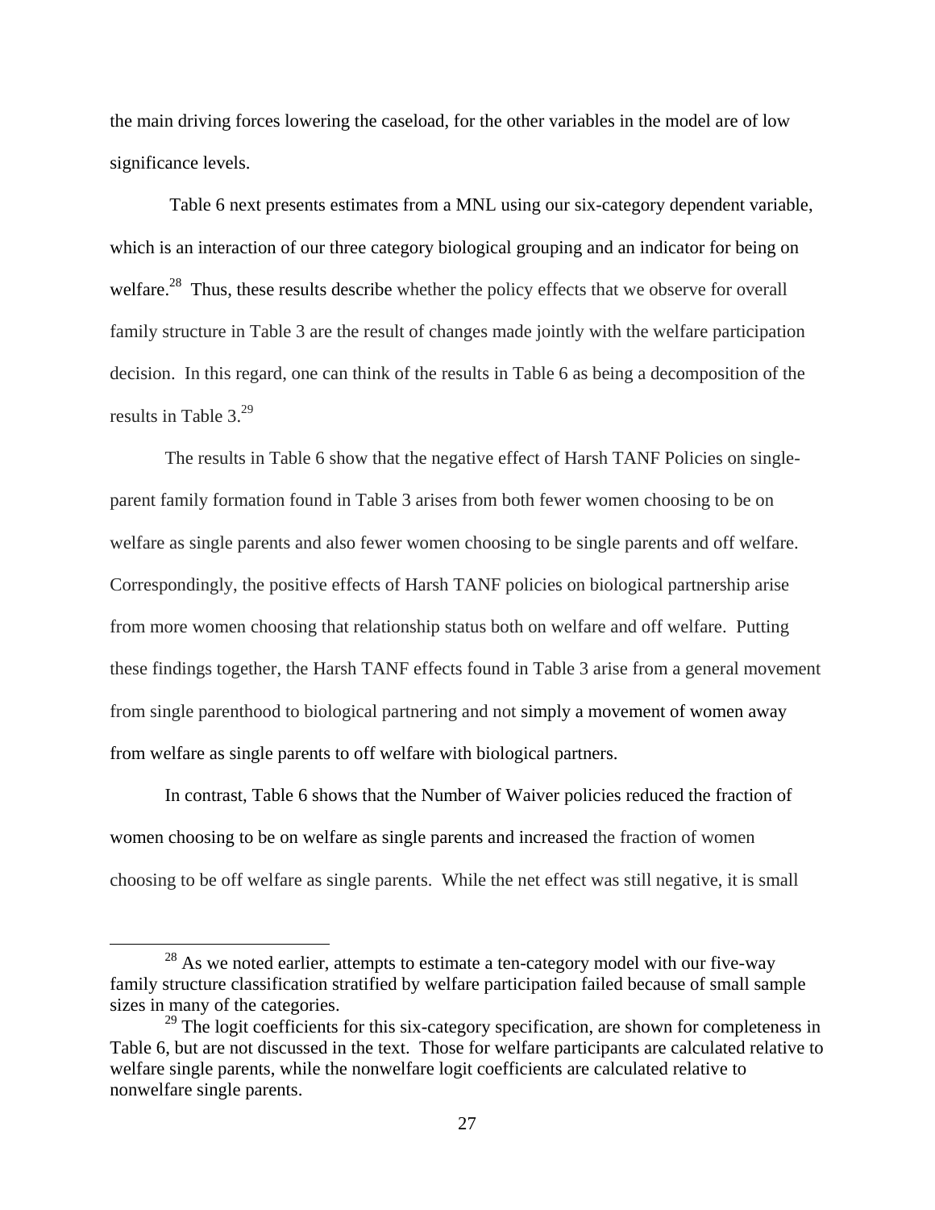the main driving forces lowering the caseload, for the other variables in the model are of low significance levels.

Table 6 next presents estimates from a MNL using our six-category dependent variable, which is an interaction of our three category biological grouping and an indicator for being on welfare.[28] Thus, these results describe whether the policy effects that we observe for overall family structure in Table 3 are the result of changes made jointly with the welfare participation decision. In this regard, one can think of the results in Table 6 as being a decomposition of the results in Table 3.[29]

The results in Table 6 show that the negative effect of Harsh TANF Policies on single-parent family formation found in Table 3 arises from both fewer women choosing to be on welfare as single parents and also fewer women choosing to be single parents and off welfare. Correspondingly, the positive effects of Harsh TANF policies on biological partnership arise from more women choosing that relationship status both on welfare and off welfare. Putting these findings together, the Harsh TANF effects found in Table 3 arise from a general movement from single parenthood to biological partnering and not simply a movement of women away from welfare as single parents to off welfare with biological partners.

In contrast, Table 6 shows that the Number of Waiver policies reduced the fraction of women choosing to be on welfare as single parents and increased the fraction of women choosing to be off welfare as single parents. While the net effect was still negative, it is small

[28] As we noted earlier, attempts to estimate a ten-category model with our five-way family structure classification stratified by welfare participation failed because of small sample sizes in many of the categories.

[29] The logit coefficients for this six-category specification, are shown for completeness in Table 6, but are not discussed in the text. Those for welfare participants are calculated relative to welfare single parents, while the nonwelfare logit coefficients are calculated relative to nonwelfare single parents.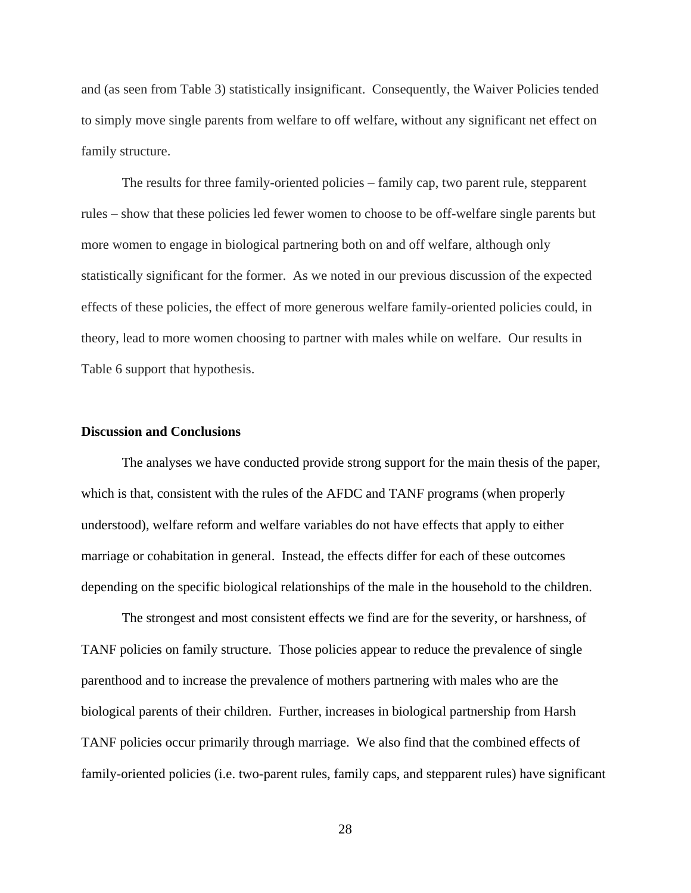and (as seen from Table 3) statistically insignificant. Consequently, the Waiver Policies tended to simply move single parents from welfare to off welfare, without any significant net effect on family structure.

The results for three family-oriented policies – family cap, two parent rule, stepparent rules – show that these policies led fewer women to choose to be off-welfare single parents but more women to engage in biological partnering both on and off welfare, although only statistically significant for the former. As we noted in our previous discussion of the expected effects of these policies, the effect of more generous welfare family-oriented policies could, in theory, lead to more women choosing to partner with males while on welfare. Our results in Table 6 support that hypothesis.

**Discussion and Conclusions**

The analyses we have conducted provide strong support for the main thesis of the paper, which is that, consistent with the rules of the AFDC and TANF programs (when properly understood), welfare reform and welfare variables do not have effects that apply to either marriage or cohabitation in general. Instead, the effects differ for each of these outcomes depending on the specific biological relationships of the male in the household to the children.

The strongest and most consistent effects we find are for the severity, or harshness, of TANF policies on family structure. Those policies appear to reduce the prevalence of single parenthood and to increase the prevalence of mothers partnering with males who are the biological parents of their children. Further, increases in biological partnership from Harsh TANF policies occur primarily through marriage. We also find that the combined effects of family-oriented policies (i.e. two-parent rules, family caps, and stepparent rules) have significant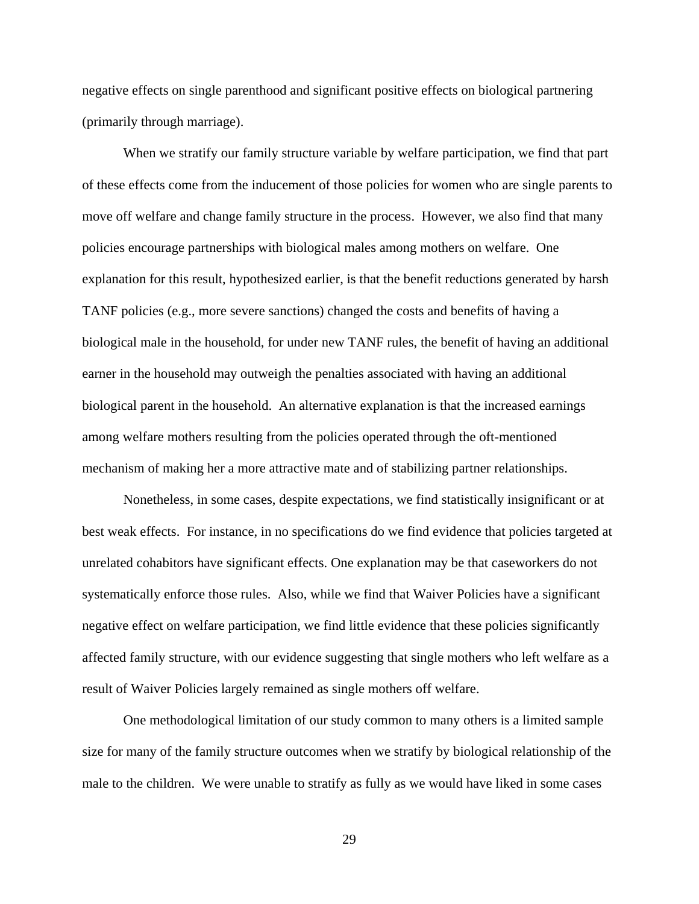negative effects on single parenthood and significant positive effects on biological partnering (primarily through marriage).

When we stratify our family structure variable by welfare participation, we find that part of these effects come from the inducement of those policies for women who are single parents to move off welfare and change family structure in the process. However, we also find that many policies encourage partnerships with biological males among mothers on welfare. One explanation for this result, hypothesized earlier, is that the benefit reductions generated by harsh TANF policies (e.g., more severe sanctions) changed the costs and benefits of having a biological male in the household, for under new TANF rules, the benefit of having an additional earner in the household may outweigh the penalties associated with having an additional biological parent in the household. An alternative explanation is that the increased earnings among welfare mothers resulting from the policies operated through the oft-mentioned mechanism of making her a more attractive mate and of stabilizing partner relationships.

Nonetheless, in some cases, despite expectations, we find statistically insignificant or at best weak effects. For instance, in no specifications do we find evidence that policies targeted at unrelated cohabitors have significant effects. One explanation may be that caseworkers do not systematically enforce those rules. Also, while we find that Waiver Policies have a significant negative effect on welfare participation, we find little evidence that these policies significantly affected family structure, with our evidence suggesting that single mothers who left welfare as a result of Waiver Policies largely remained as single mothers off welfare.

One methodological limitation of our study common to many others is a limited sample size for many of the family structure outcomes when we stratify by biological relationship of the male to the children. We were unable to stratify as fully as we would have liked in some cases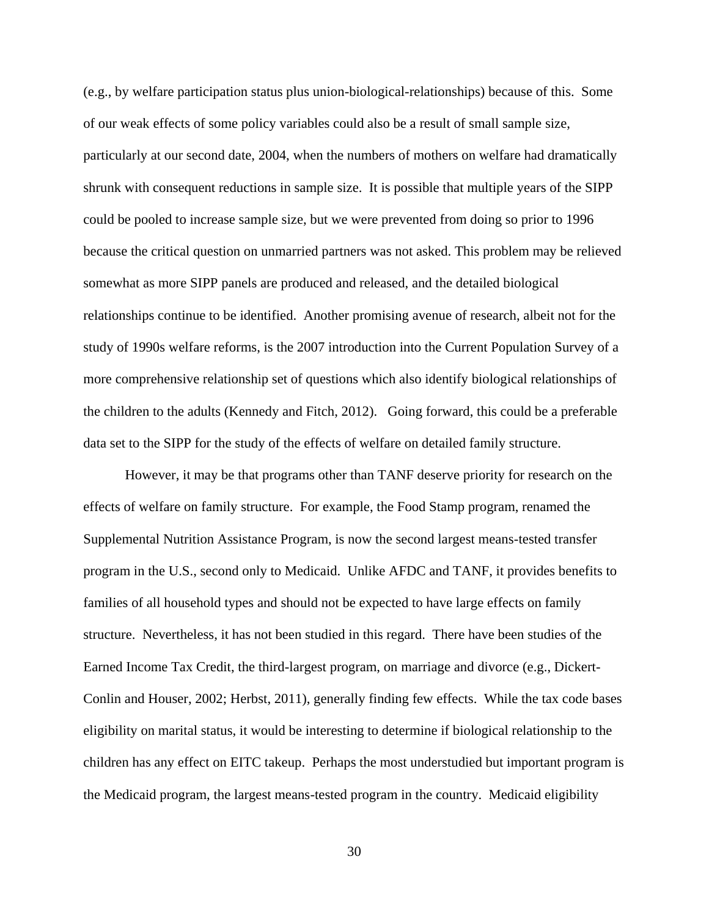(e.g., by welfare participation status plus union-biological-relationships) because of this. Some of our weak effects of some policy variables could also be a result of small sample size, particularly at our second date, 2004, when the numbers of mothers on welfare had dramatically shrunk with consequent reductions in sample size. It is possible that multiple years of the SIPP could be pooled to increase sample size, but we were prevented from doing so prior to 1996 because the critical question on unmarried partners was not asked. This problem may be relieved somewhat as more SIPP panels are produced and released, and the detailed biological relationships continue to be identified. Another promising avenue of research, albeit not for the study of 1990s welfare reforms, is the 2007 introduction into the Current Population Survey of a more comprehensive relationship set of questions which also identify biological relationships of the children to the adults (Kennedy and Fitch, 2012). Going forward, this could be a preferable data set to the SIPP for the study of the effects of welfare on detailed family structure.

However, it may be that programs other than TANF deserve priority for research on the effects of welfare on family structure. For example, the Food Stamp program, renamed the Supplemental Nutrition Assistance Program, is now the second largest means-tested transfer program in the U.S., second only to Medicaid. Unlike AFDC and TANF, it provides benefits to families of all household types and should not be expected to have large effects on family structure. Nevertheless, it has not been studied in this regard. There have been studies of the Earned Income Tax Credit, the third-largest program, on marriage and divorce (e.g., Dickert-Conlin and Houser, 2002; Herbst, 2011), generally finding few effects. While the tax code bases eligibility on marital status, it would be interesting to determine if biological relationship to the children has any effect on EITC takeup. Perhaps the most understudied but important program is the Medicaid program, the largest means-tested program in the country. Medicaid eligibility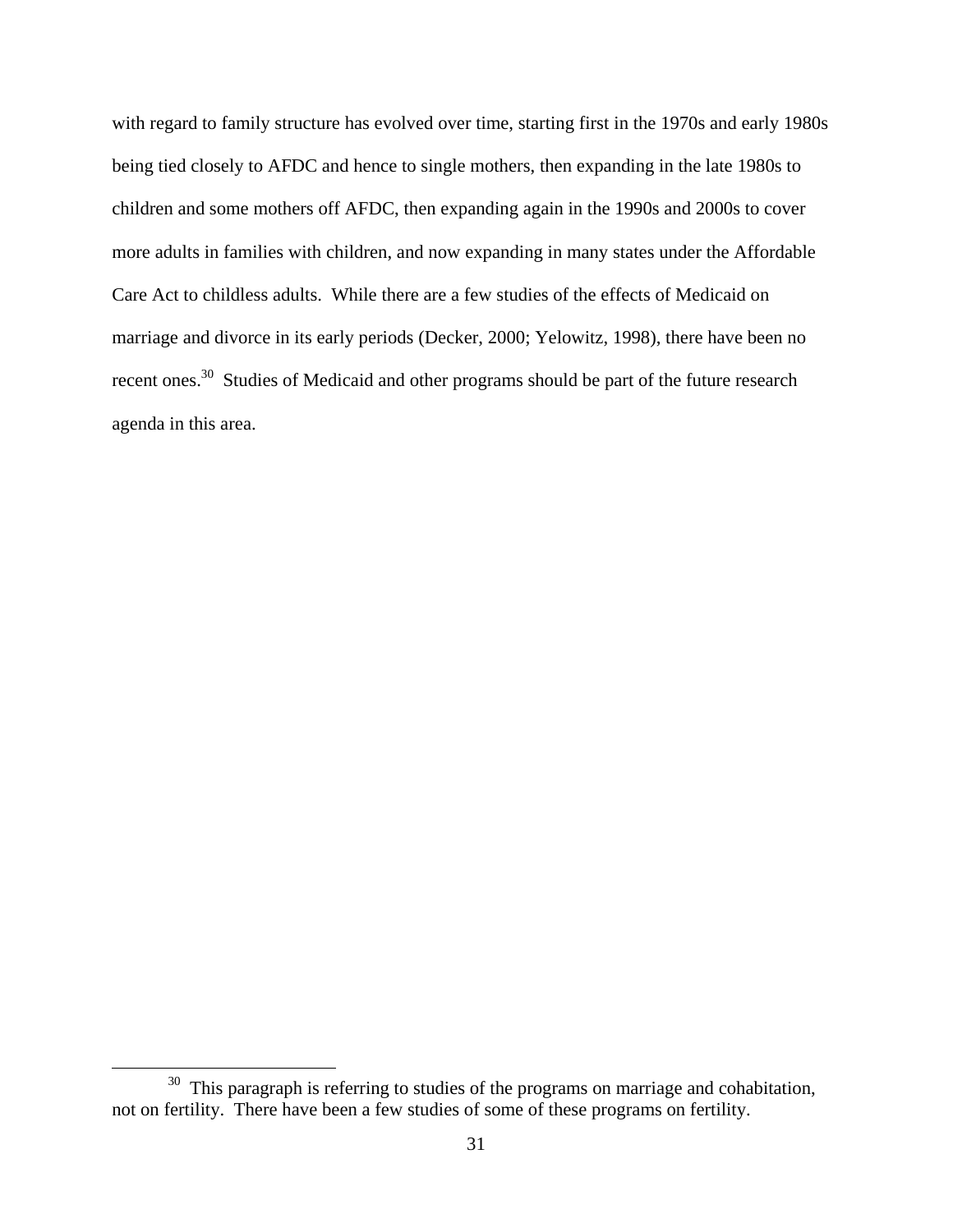with regard to family structure has evolved over time, starting first in the 1970s and early 1980s being tied closely to AFDC and hence to single mothers, then expanding in the late 1980s to children and some mothers off AFDC, then expanding again in the 1990s and 2000s to cover more adults in families with children, and now expanding in many states under the Affordable Care Act to childless adults. While there are a few studies of the effects of Medicaid on marriage and divorce in its early periods (Decker, 2000; Yelowitz, 1998), there have been no recent ones.[30] Studies of Medicaid and other programs should be part of the future research agenda in this area.

---

[30] This paragraph is referring to studies of the programs on marriage and cohabitation, not on fertility. There have been a few studies of some of these programs on fertility.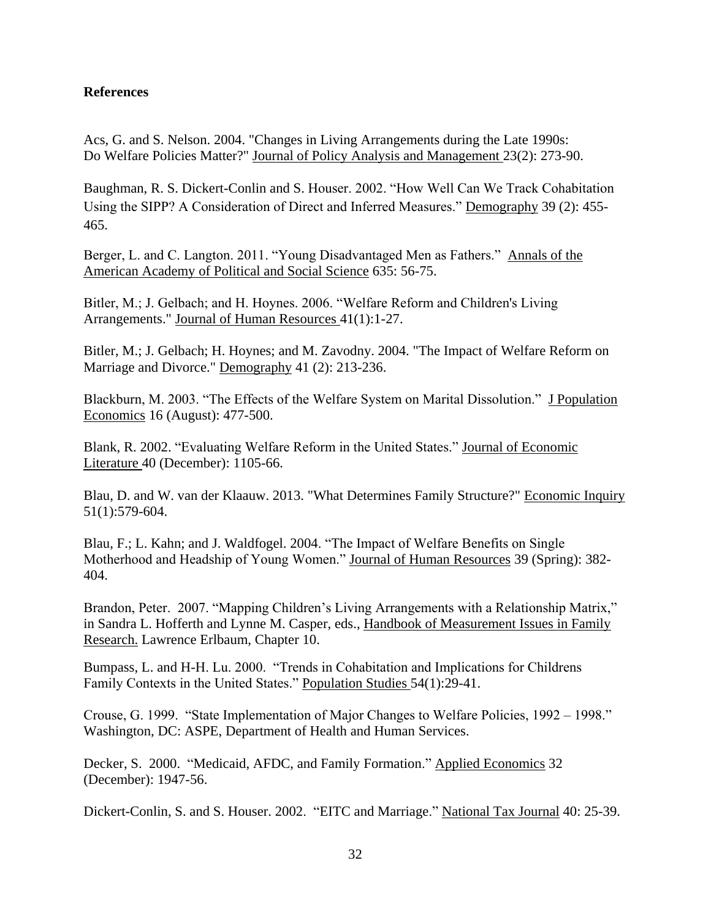**References**

Acs, G. and S. Nelson. 2004. "Changes in Living Arrangements during the Late 1990s: Do Welfare Policies Matter?" Journal of Policy Analysis and Management 23(2): 273-90.

Baughman, R. S. Dickert-Conlin and S. Houser. 2002. "How Well Can We Track Cohabitation Using the SIPP? A Consideration of Direct and Inferred Measures." Demography 39 (2): 455-465.

Berger, L. and C. Langton. 2011. "Young Disadvantaged Men as Fathers." Annals of the American Academy of Political and Social Science 635: 56-75.

Bitler, M.; J. Gelbach; and H. Hoynes. 2006. "Welfare Reform and Children's Living Arrangements." Journal of Human Resources 41(1):1-27.

Bitler, M.; J. Gelbach; H. Hoynes; and M. Zavodny. 2004. "The Impact of Welfare Reform on Marriage and Divorce." Demography 41 (2): 213-236.

Blackburn, M. 2003. "The Effects of the Welfare System on Marital Dissolution." J Population Economics 16 (August): 477-500.

Blank, R. 2002. "Evaluating Welfare Reform in the United States." Journal of Economic Literature 40 (December): 1105-66.

Blau, D. and W. van der Klaauw. 2013. "What Determines Family Structure?" Economic Inquiry 51(1):579-604.

Blau, F.; L. Kahn; and J. Waldfogel. 2004. "The Impact of Welfare Benefits on Single Motherhood and Headship of Young Women." Journal of Human Resources 39 (Spring): 382-404.

Brandon, Peter. 2007. "Mapping Children's Living Arrangements with a Relationship Matrix," in Sandra L. Hofferth and Lynne M. Casper, eds., Handbook of Measurement Issues in Family Research. Lawrence Erlbaum, Chapter 10.

Bumpass, L. and H-H. Lu. 2000. "Trends in Cohabitation and Implications for Childrens Family Contexts in the United States." Population Studies 54(1):29-41.

Crouse, G. 1999. "State Implementation of Major Changes to Welfare Policies, 1992 – 1998." Washington, DC: ASPE, Department of Health and Human Services.

Decker, S. 2000. "Medicaid, AFDC, and Family Formation." Applied Economics 32 (December): 1947-56.

Dickert-Conlin, S. and S. Houser. 2002. "EITC and Marriage." National Tax Journal 40: 25-39.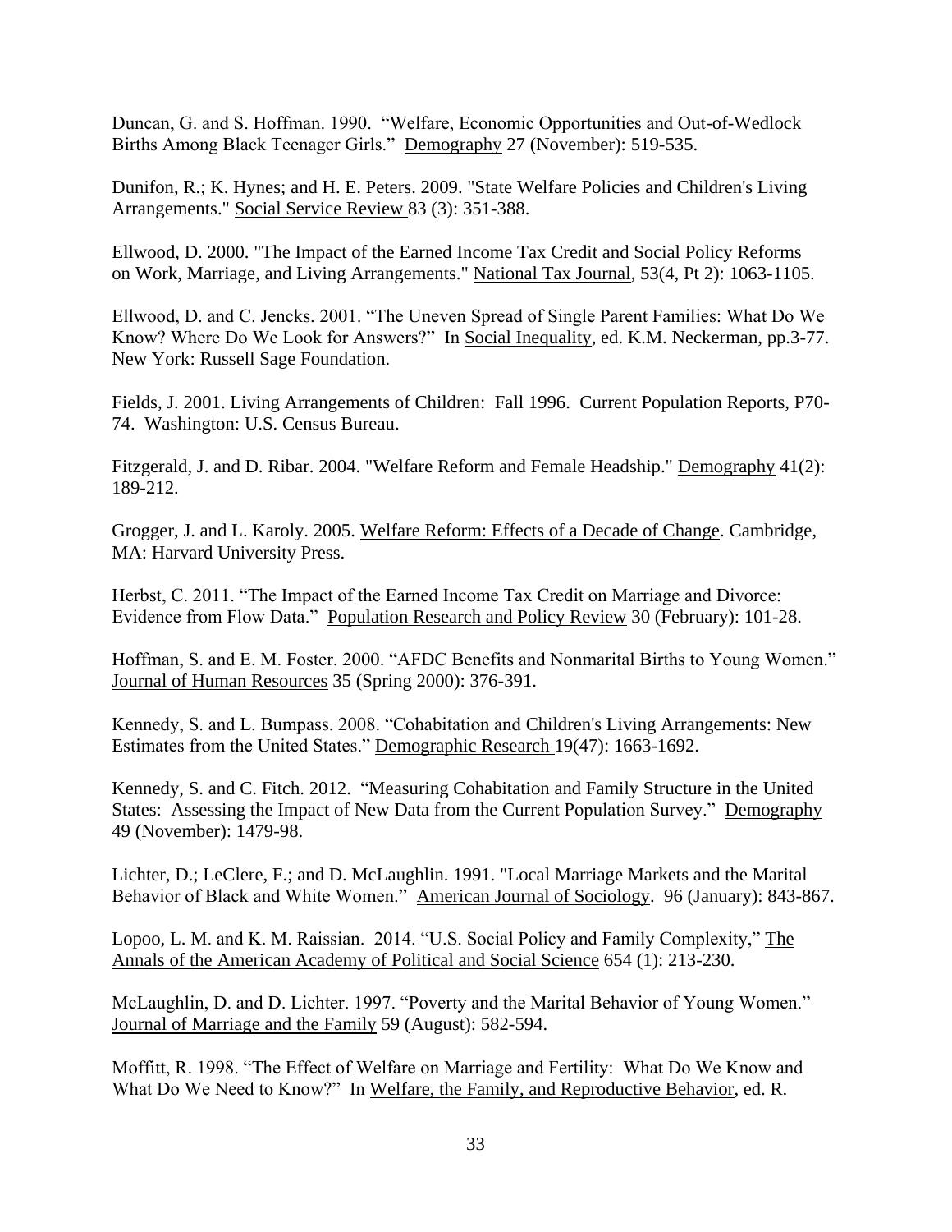Duncan, G. and S. Hoffman. 1990. "Welfare, Economic Opportunities and Out-of-Wedlock Births Among Black Teenager Girls." Demography 27 (November): 519-535.

Dunifon, R.; K. Hynes; and H. E. Peters. 2009. "State Welfare Policies and Children's Living Arrangements." Social Service Review 83 (3): 351-388.

Ellwood, D. 2000. "The Impact of the Earned Income Tax Credit and Social Policy Reforms on Work, Marriage, and Living Arrangements." National Tax Journal, 53(4, Pt 2): 1063-1105.

Ellwood, D. and C. Jencks. 2001. "The Uneven Spread of Single Parent Families: What Do We Know? Where Do We Look for Answers?" In Social Inequality, ed. K.M. Neckerman, pp.3-77. New York: Russell Sage Foundation.

Fields, J. 2001. Living Arrangements of Children: Fall 1996. Current Population Reports, P70-74. Washington: U.S. Census Bureau.

Fitzgerald, J. and D. Ribar. 2004. "Welfare Reform and Female Headship." Demography 41(2): 189-212.

Grogger, J. and L. Karoly. 2005. Welfare Reform: Effects of a Decade of Change. Cambridge, MA: Harvard University Press.

Herbst, C. 2011. "The Impact of the Earned Income Tax Credit on Marriage and Divorce: Evidence from Flow Data." Population Research and Policy Review 30 (February): 101-28.

Hoffman, S. and E. M. Foster. 2000. "AFDC Benefits and Nonmarital Births to Young Women." Journal of Human Resources 35 (Spring 2000): 376-391.

Kennedy, S. and L. Bumpass. 2008. "Cohabitation and Children's Living Arrangements: New Estimates from the United States." Demographic Research 19(47): 1663-1692.

Kennedy, S. and C. Fitch. 2012. "Measuring Cohabitation and Family Structure in the United States: Assessing the Impact of New Data from the Current Population Survey." Demography 49 (November): 1479-98.

Lichter, D.; LeClere, F.; and D. McLaughlin. 1991. "Local Marriage Markets and the Marital Behavior of Black and White Women." American Journal of Sociology. 96 (January): 843-867.

Lopoo, L. M. and K. M. Raissian. 2014. "U.S. Social Policy and Family Complexity," The Annals of the American Academy of Political and Social Science 654 (1): 213-230.

McLaughlin, D. and D. Lichter. 1997. "Poverty and the Marital Behavior of Young Women." Journal of Marriage and the Family 59 (August): 582-594.

Moffitt, R. 1998. "The Effect of Welfare on Marriage and Fertility: What Do We Know and What Do We Need to Know?" In Welfare, the Family, and Reproductive Behavior, ed. R.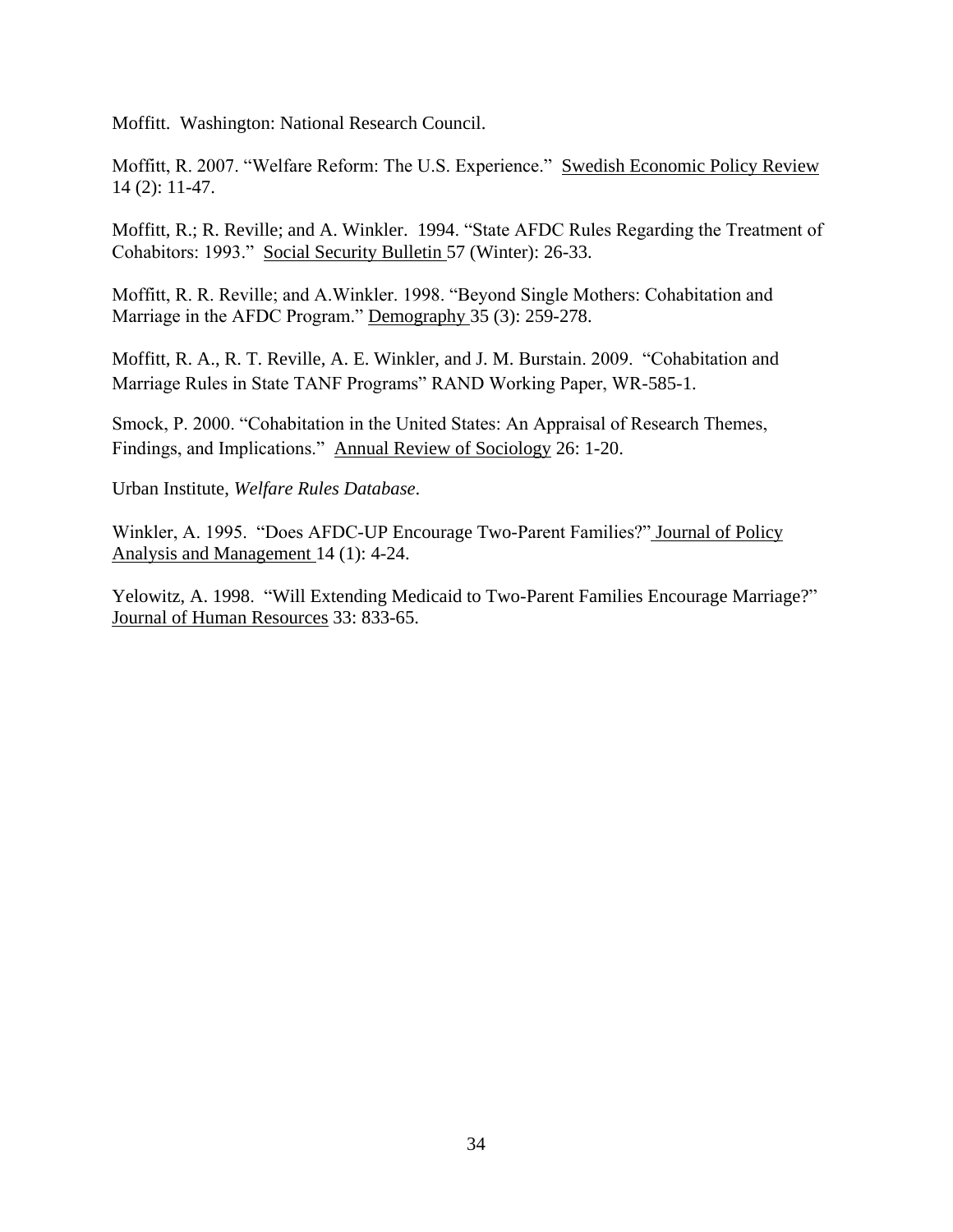Moffitt. Washington: National Research Council.

Moffitt, R. 2007. "Welfare Reform: The U.S. Experience." Swedish Economic Policy Review 14 (2): 11-47.

Moffitt, R.; R. Reville; and A. Winkler. 1994. "State AFDC Rules Regarding the Treatment of Cohabitors: 1993." Social Security Bulletin 57 (Winter): 26-33.

Moffitt, R. R. Reville; and A.Winkler. 1998. "Beyond Single Mothers: Cohabitation and Marriage in the AFDC Program." Demography 35 (3): 259-278.

Moffitt, R. A., R. T. Reville, A. E. Winkler, and J. M. Burstain. 2009. "Cohabitation and Marriage Rules in State TANF Programs" RAND Working Paper, WR-585-1.

Smock, P. 2000. "Cohabitation in the United States: An Appraisal of Research Themes, Findings, and Implications." Annual Review of Sociology 26: 1-20.

Urban Institute, *Welfare Rules Database*.

Winkler, A. 1995. "Does AFDC-UP Encourage Two-Parent Families?" Journal of Policy Analysis and Management 14 (1): 4-24.

Yelowitz, A. 1998. "Will Extending Medicaid to Two-Parent Families Encourage Marriage?" Journal of Human Resources 33: 833-65.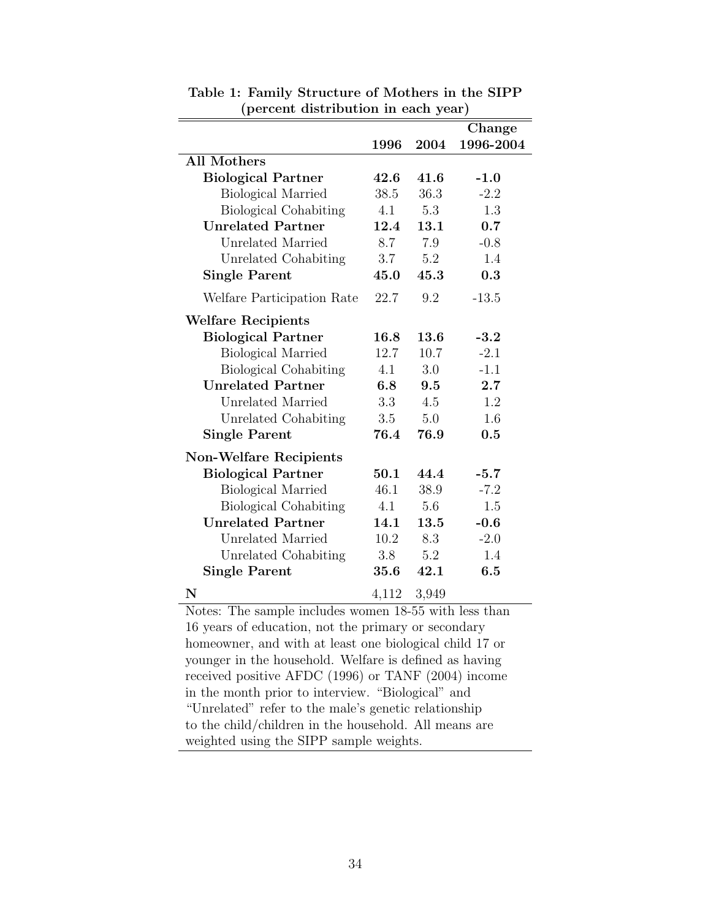**Table 1: Family Structure of Mothers in the SIPP (percent distribution in each year)**

| | 1996 | 2004 | Change 1996-2004 |
|---|---|---|---|
| **All Mothers** | | | |
| **Biological Partner** | **42.6** | **41.6** | **-1.0** |
| Biological Married | 38.5 | 36.3 | -2.2 |
| Biological Cohabiting | 4.1 | 5.3 | 1.3 |
| **Unrelated Partner** | **12.4** | **13.1** | **0.7** |
| Unrelated Married | 8.7 | 7.9 | -0.8 |
| Unrelated Cohabiting | 3.7 | 5.2 | 1.4 |
| **Single Parent** | **45.0** | **45.3** | **0.3** |
| Welfare Participation Rate | 22.7 | 9.2 | -13.5 |
| **Welfare Recipients** | | | |
| **Biological Partner** | **16.8** | **13.6** | **-3.2** |
| Biological Married | 12.7 | 10.7 | -2.1 |
| Biological Cohabiting | 4.1 | 3.0 | -1.1 |
| **Unrelated Partner** | **6.8** | **9.5** | **2.7** |
| Unrelated Married | 3.3 | 4.5 | 1.2 |
| Unrelated Cohabiting | 3.5 | 5.0 | 1.6 |
| **Single Parent** | **76.4** | **76.9** | **0.5** |
| **Non-Welfare Recipients** | | | |
| **Biological Partner** | **50.1** | **44.4** | **-5.7** |
| Biological Married | 46.1 | 38.9 | -7.2 |
| Biological Cohabiting | 4.1 | 5.6 | 1.5 |
| **Unrelated Partner** | **14.1** | **13.5** | **-0.6** |
| Unrelated Married | 10.2 | 8.3 | -2.0 |
| Unrelated Cohabiting | 3.8 | 5.2 | 1.4 |
| **Single Parent** | **35.6** | **42.1** | **6.5** |
| **N** | 4,112 | 3,949 | |

Notes: The sample includes women 18-55 with less than 16 years of education, not the primary or secondary homeowner, and with at least one biological child 17 or younger in the household. Welfare is defined as having received positive AFDC (1996) or TANF (2004) income in the month prior to interview. "Biological" and "Unrelated" refer to the male's genetic relationship to the child/children in the household. All means are weighted using the SIPP sample weights.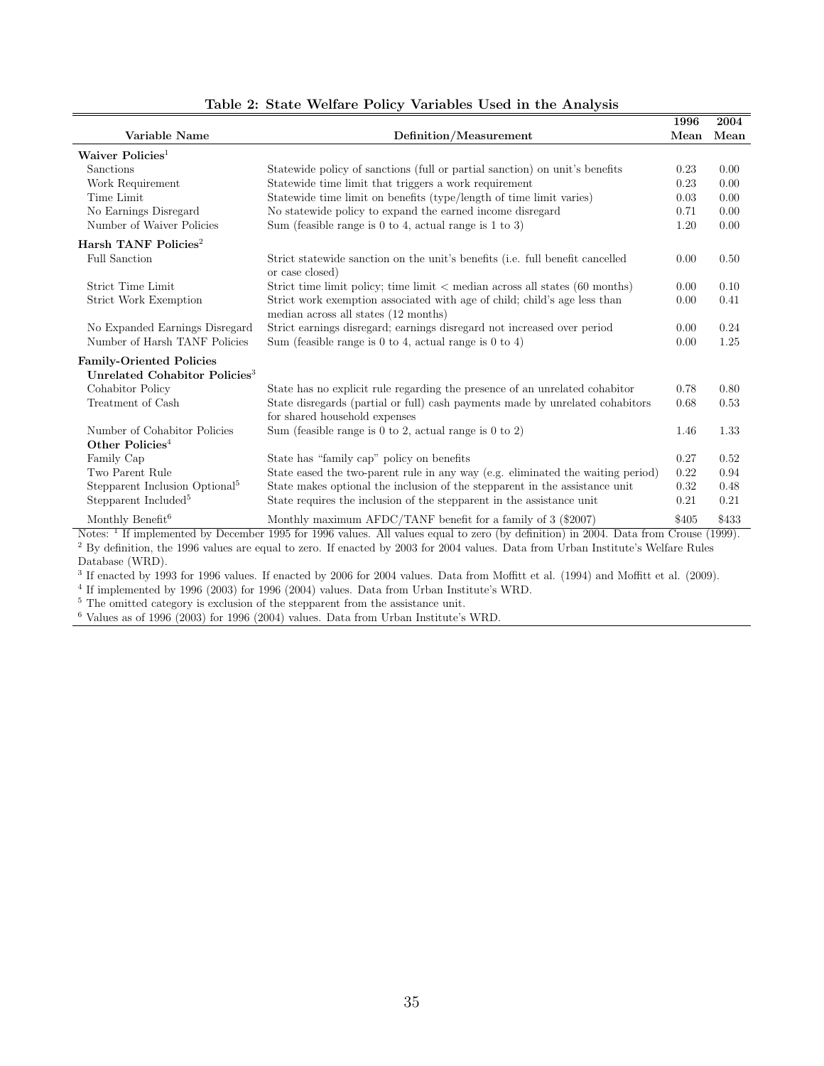**Table 2: State Welfare Policy Variables Used in the Analysis**

| Variable Name | Definition/Measurement | 1996 Mean | 2004 Mean |
|---|---|---|---|
| **Waiver Policies**[1] | | | |
| Sanctions | Statewide policy of sanctions (full or partial sanction) on unit's benefits | 0.23 | 0.00 |
| Work Requirement | Statewide time limit that triggers a work requirement | 0.23 | 0.00 |
| Time Limit | Statewide time limit on benefits (type/length of time limit varies) | 0.03 | 0.00 |
| No Earnings Disregard | No statewide policy to expand the earned income disregard | 0.71 | 0.00 |
| Number of Waiver Policies | Sum (feasible range is 0 to 4, actual range is 1 to 3) | 1.20 | 0.00 |
| **Harsh TANF Policies**[2] | | | |
| Full Sanction | Strict statewide sanction on the unit's benefits (i.e. full benefit cancelled or case closed) | 0.00 | 0.50 |
| Strict Time Limit | Strict time limit policy; time limit < median across all states (60 months) | 0.00 | 0.10 |
| Strict Work Exemption | Strict work exemption associated with age of child; child's age less than median across all states (12 months) | 0.00 | 0.41 |
| No Expanded Earnings Disregard | Strict earnings disregard; earnings disregard not increased over period | 0.00 | 0.24 |
| Number of Harsh TANF Policies | Sum (feasible range is 0 to 4, actual range is 0 to 4) | 0.00 | 1.25 |
| **Family-Oriented Policies** | | | |
| **Unrelated Cohabitor Policies**[3] | | | |
| Cohabitor Policy | State has no explicit rule regarding the presence of an unrelated cohabitor | 0.78 | 0.80 |
| Treatment of Cash | State disregards (partial or full) cash payments made by unrelated cohabitors for shared household expenses | 0.68 | 0.53 |
| Number of Cohabitor Policies | Sum (feasible range is 0 to 2, actual range is 0 to 2) | 1.46 | 1.33 |
| **Other Policies**[4] | | | |
| Family Cap | State has "family cap" policy on benefits | 0.27 | 0.52 |
| Two Parent Rule | State eased the two-parent rule in any way (e.g. eliminated the waiting period) | 0.22 | 0.94 |
| Stepparent Inclusion Optional[5] | State makes optional the inclusion of the stepparent in the assistance unit | 0.32 | 0.48 |
| Stepparent Included[5] | State requires the inclusion of the stepparent in the assistance unit | 0.21 | 0.21 |
| Monthly Benefit[6] | Monthly maximum AFDC/TANF benefit for a family of 3 ($2007) | $405 | $433 |

Notes: [1] If implemented by December 1995 for 1996 values. All values equal to zero (by definition) in 2004. Data from Crouse (1999).
[2] By definition, the 1996 values are equal to zero. If enacted by 2003 for 2004 values. Data from Urban Institute's Welfare Rules Database (WRD).
[3] If enacted by 1993 for 1996 values. If enacted by 2006 for 2004 values. Data from Moffitt et al. (1994) and Moffitt et al. (2009).
[4] If implemented by 1996 (2003) for 1996 (2004) values. Data from Urban Institute's WRD.
[5] The omitted category is exclusion of the stepparent from the assistance unit.
[6] Values as of 1996 (2003) for 1996 (2004) values. Data from Urban Institute's WRD.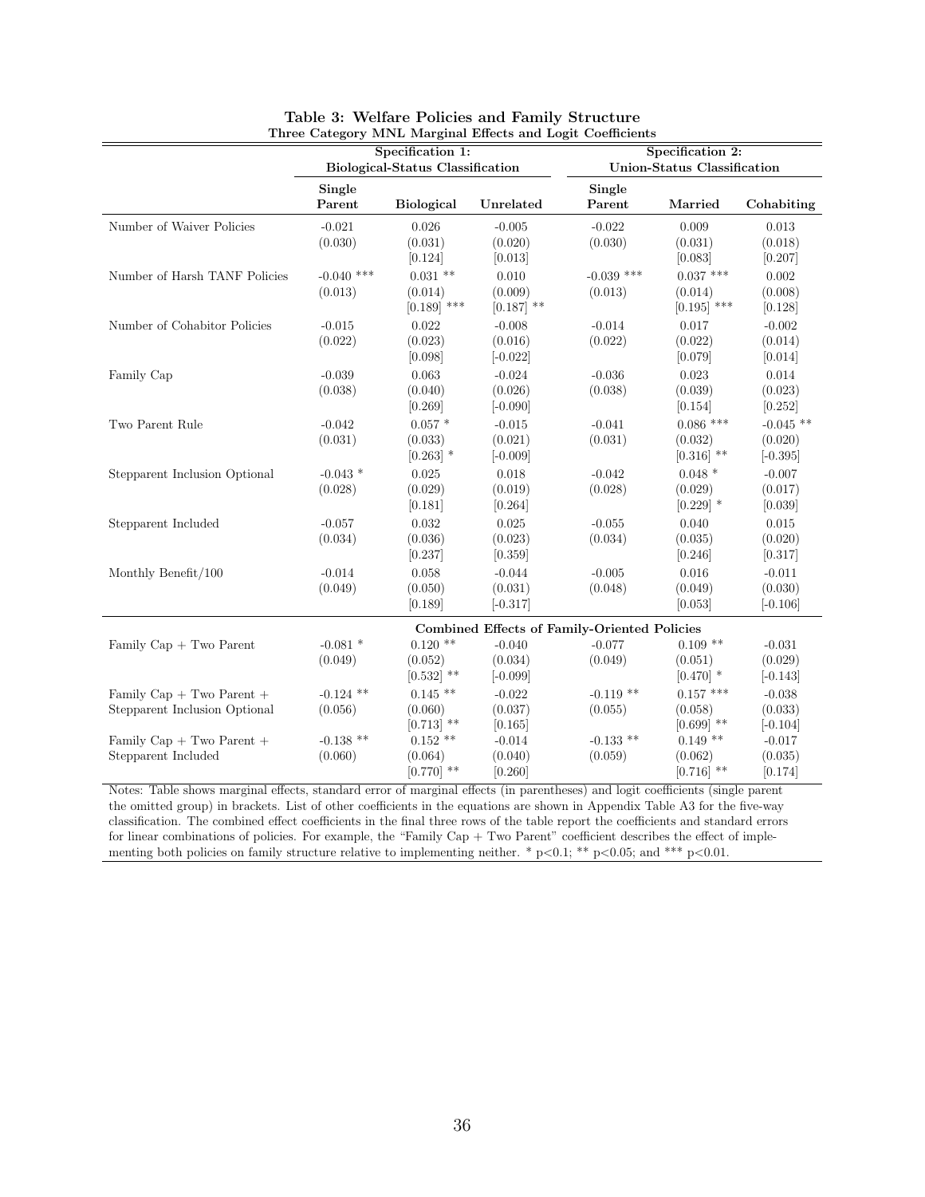**Table 3: Welfare Policies and Family Structure**
**Three Category MNL Marginal Effects and Logit Coefficients**

| | Specification 1: Biological-Status Classification | | | Specification 2: Union-Status Classification | | |
|---|---|---|---|---|---|---|
| | Single Parent | Biological | Unrelated | Single Parent | Married | Cohabiting |
| Number of Waiver Policies | -0.021 | 0.026 | -0.005 | -0.022 | 0.009 | 0.013 |
| | (0.030) | (0.031) | (0.020) | (0.030) | (0.031) | (0.018) |
| | | [0.124] | [0.013] | | [0.083] | [0.207] |
| Number of Harsh TANF Policies | -0.040 *** | 0.031 ** | 0.010 | -0.039 *** | 0.037 *** | 0.002 |
| | (0.013) | (0.014) | (0.009) | (0.013) | (0.014) | (0.008) |
| | | [0.189] *** | [0.187] ** | | [0.195] *** | [0.128] |
| Number of Cohabitor Policies | -0.015 | 0.022 | -0.008 | -0.014 | 0.017 | -0.002 |
| | (0.022) | (0.023) | (0.016) | (0.022) | (0.022) | (0.014) |
| | | [0.098] | [-0.022] | | [0.079] | [0.014] |
| Family Cap | -0.039 | 0.063 | -0.024 | -0.036 | 0.023 | 0.014 |
| | (0.038) | (0.040) | (0.026) | (0.038) | (0.039) | (0.023) |
| | | [0.269] | [-0.090] | | [0.154] | [0.252] |
| Two Parent Rule | -0.042 | 0.057 * | -0.015 | -0.041 | 0.086 *** | -0.045 ** |
| | (0.031) | (0.033) | (0.021) | (0.031) | (0.032) | (0.020) |
| | | [0.263] * | [-0.009] | | [0.316] ** | [-0.395] |
| Stepparent Inclusion Optional | -0.043 * | 0.025 | 0.018 | -0.042 | 0.048 * | -0.007 |
| | (0.028) | (0.029) | (0.019) | (0.028) | (0.029) | (0.017) |
| | | [0.181] | [0.264] | | [0.229] * | [0.039] |
| Stepparent Included | -0.057 | 0.032 | 0.025 | -0.055 | 0.040 | 0.015 |
| | (0.034) | (0.036) | (0.023) | (0.034) | (0.035) | (0.020) |
| | | [0.237] | [0.359] | | [0.246] | [0.317] |
| Monthly Benefit/100 | -0.014 | 0.058 | -0.044 | -0.005 | 0.016 | -0.011 |
| | (0.049) | (0.050) | (0.031) | (0.048) | (0.049) | (0.030) |
| | | [0.189] | [-0.317] | | [0.053] | [-0.106] |
| **Combined Effects of Family-Oriented Policies** | | | | | | |
| Family Cap + Two Parent | -0.081 * | 0.120 ** | -0.040 | -0.077 | 0.109 ** | -0.031 |
| | (0.049) | (0.052) | (0.034) | (0.049) | (0.051) | (0.029) |
| | | [0.532] ** | [-0.099] | | [0.470] * | [-0.143] |
| Family Cap + Two Parent + Stepparent Inclusion Optional | -0.124 ** | 0.145 ** | -0.022 | -0.119 ** | 0.157 *** | -0.038 |
| | (0.056) | (0.060) | (0.037) | (0.055) | (0.058) | (0.033) |
| | | [0.713] ** | [0.165] | | [0.699] ** | [-0.104] |
| Family Cap + Two Parent + Stepparent Included | -0.138 ** | 0.152 ** | -0.014 | -0.133 ** | 0.149 ** | -0.017 |
| | (0.060) | (0.064) | (0.040) | (0.059) | (0.062) | (0.035) |
| | | [0.770] ** | [0.260] | | [0.716] ** | [0.174] |

Notes: Table shows marginal effects, standard error of marginal effects (in parentheses) and logit coefficients (single parent the omitted group) in brackets. List of other coefficients in the equations are shown in Appendix Table A3 for the five-way classification. The combined effect coefficients in the final three rows of the table report the coefficients and standard errors for linear combinations of policies. For example, the "Family Cap + Two Parent" coefficient describes the effect of implementing both policies on family structure relative to implementing neither. * p<0.1; ** p<0.05; and *** p<0.01.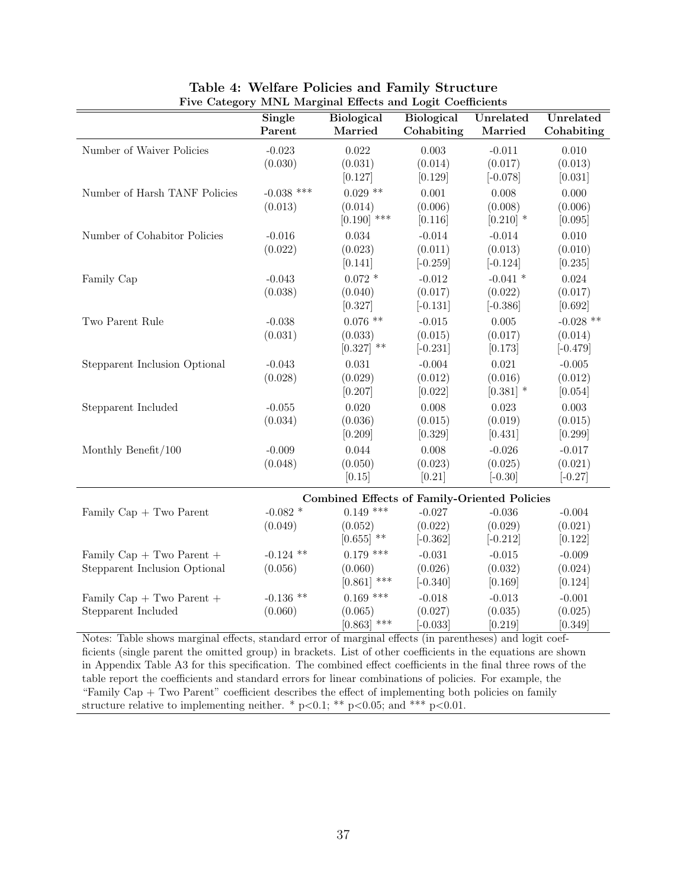**Table 4: Welfare Policies and Family Structure**

**Five Category MNL Marginal Effects and Logit Coefficients**

| | Single Parent | Biological Married | Biological Cohabiting | Unrelated Married | Unrelated Cohabiting |
|---|---|---|---|---|---|
| Number of Waiver Policies | -0.023 | 0.022 | 0.003 | -0.011 | 0.010 |
| | (0.030) | (0.031) | (0.014) | (0.017) | (0.013) |
| | | [0.127] | [0.129] | [-0.078] | [0.031] |
| Number of Harsh TANF Policies | -0.038 *** | 0.029 ** | 0.001 | 0.008 | 0.000 |
| | (0.013) | (0.014) | (0.006) | (0.008) | (0.006) |
| | | [0.190] *** | [0.116] | [0.210] * | [0.095] |
| Number of Cohabitor Policies | -0.016 | 0.034 | -0.014 | -0.014 | 0.010 |
| | (0.022) | (0.023) | (0.011) | (0.013) | (0.010) |
| | | [0.141] | [-0.259] | [-0.124] | [0.235] |
| Family Cap | -0.043 | 0.072 * | -0.012 | -0.041 * | 0.024 |
| | (0.038) | (0.040) | (0.017) | (0.022) | (0.017) |
| | | [0.327] | [-0.131] | [-0.386] | [0.692] |
| Two Parent Rule | -0.038 | 0.076 ** | -0.015 | 0.005 | -0.028 ** |
| | (0.031) | (0.033) | (0.015) | (0.017) | (0.014) |
| | | [0.327] ** | [-0.231] | [0.173] | [-0.479] |
| Stepparent Inclusion Optional | -0.043 | 0.031 | -0.004 | 0.021 | -0.005 |
| | (0.028) | (0.029) | (0.012) | (0.016) | (0.012) |
| | | [0.207] | [0.022] | [0.381] * | [0.054] |
| Stepparent Included | -0.055 | 0.020 | 0.008 | 0.023 | 0.003 |
| | (0.034) | (0.036) | (0.015) | (0.019) | (0.015) |
| | | [0.209] | [0.329] | [0.431] | [0.299] |
| Monthly Benefit/100 | -0.009 | 0.044 | 0.008 | -0.026 | -0.017 |
| | (0.048) | (0.050) | (0.023) | (0.025) | (0.021) |
| | | [0.15] | [0.21] | [-0.30] | [-0.27] |
| | **Combined Effects of Family-Oriented Policies** | | | | |
| Family Cap + Two Parent | -0.082 * | 0.149 *** | -0.027 | -0.036 | -0.004 |
| | (0.049) | (0.052) | (0.022) | (0.029) | (0.021) |
| | | [0.655] ** | [-0.362] | [-0.212] | [0.122] |
| Family Cap + Two Parent + Stepparent Inclusion Optional | -0.124 ** | 0.179 *** | -0.031 | -0.015 | -0.009 |
| | (0.056) | (0.060) | (0.026) | (0.032) | (0.024) |
| | | [0.861] *** | [-0.340] | [0.169] | [0.124] |
| Family Cap + Two Parent + Stepparent Included | -0.136 ** | 0.169 *** | -0.018 | -0.013 | -0.001 |
| | (0.060) | (0.065) | (0.027) | (0.035) | (0.025) |
| | | [0.863] *** | [-0.033] | [0.219] | [0.349] |

Notes: Table shows marginal effects, standard error of marginal effects (in parentheses) and logit coefficients (single parent the omitted group) in brackets. List of other coefficients in the equations are shown in Appendix Table A3 for this specification. The combined effect coefficients in the final three rows of the table report the coefficients and standard errors for linear combinations of policies. For example, the "Family Cap + Two Parent" coefficient describes the effect of implementing both policies on family structure relative to implementing neither. * $p<0.1$; ** $p<0.05$; and *** $p<0.01$.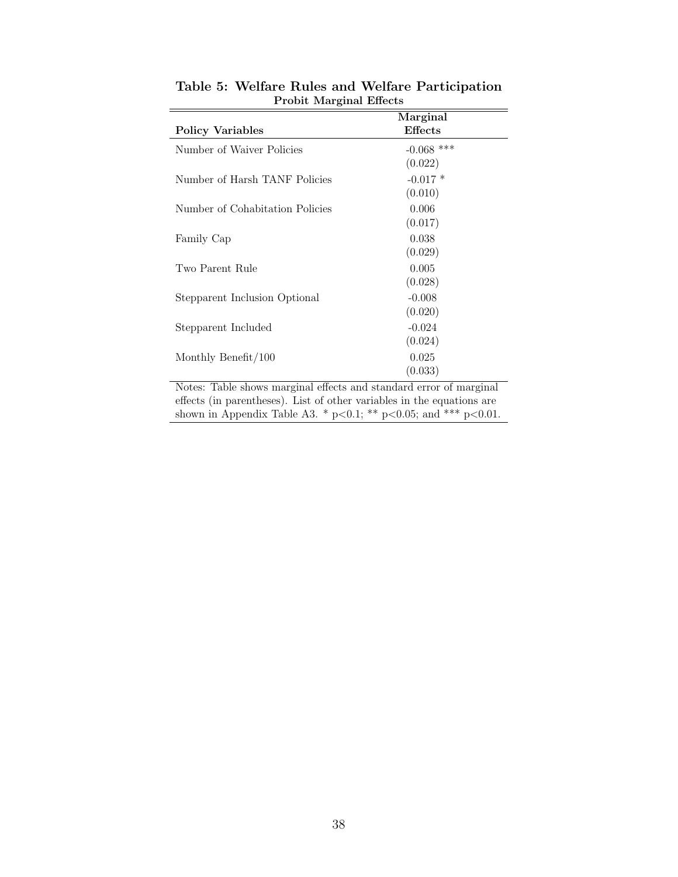**Table 5: Welfare Rules and Welfare Participation**
**Probit Marginal Effects**

| **Policy Variables** | **Marginal Effects** |
|---|---|
| Number of Waiver Policies | -0.068 *** |
| | (0.022) |
| Number of Harsh TANF Policies | -0.017 * |
| | (0.010) |
| Number of Cohabitation Policies | 0.006 |
| | (0.017) |
| Family Cap | 0.038 |
| | (0.029) |
| Two Parent Rule | 0.005 |
| | (0.028) |
| Stepparent Inclusion Optional | -0.008 |
| | (0.020) |
| Stepparent Included | -0.024 |
| | (0.024) |
| Monthly Benefit/100 | 0.025 |
| | (0.033) |

Notes: Table shows marginal effects and standard error of marginal effects (in parentheses). List of other variables in the equations are shown in Appendix Table A3. * $p<0.1$; ** $p<0.05$; and *** $p<0.01$.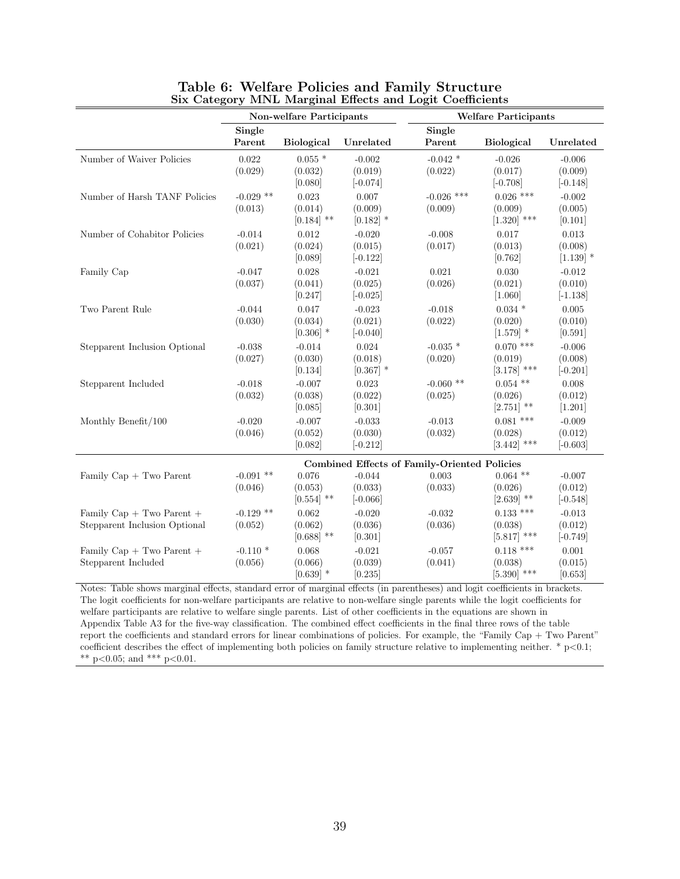# Table 6: Welfare Policies and Family Structure

## Six Category MNL Marginal Effects and Logit Coefficients

| | Non-welfare Participants | | | Welfare Participants | | |
|---|---|---|---|---|---|---|
| | Single Parent | Biological | Unrelated | Single Parent | Biological | Unrelated |
| Number of Waiver Policies | 0.022 | 0.055 * | -0.002 | -0.042 * | -0.026 | -0.006 |
| | (0.029) | (0.032) | (0.019) | (0.022) | (0.017) | (0.009) |
| | | [0.080] | [-0.074] | | [-0.708] | [-0.148] |
| Number of Harsh TANF Policies | -0.029 ** | 0.023 | 0.007 | -0.026 *** | 0.026 *** | -0.002 |
| | (0.013) | (0.014) | (0.009) | (0.009) | (0.009) | (0.005) |
| | | [0.184] ** | [0.182] * | | [1.320] *** | [0.101] |
| Number of Cohabitor Policies | -0.014 | 0.012 | -0.020 | -0.008 | 0.017 | 0.013 |
| | (0.021) | (0.024) | (0.015) | (0.017) | (0.013) | (0.008) |
| | | [0.089] | [-0.122] | | [0.762] | [1.139] * |
| Family Cap | -0.047 | 0.028 | -0.021 | 0.021 | 0.030 | -0.012 |
| | (0.037) | (0.041) | (0.025) | (0.026) | (0.021) | (0.010) |
| | | [0.247] | [-0.025] | | [1.060] | [-1.138] |
| Two Parent Rule | -0.044 | 0.047 | -0.023 | -0.018 | 0.034 * | 0.005 |
| | (0.030) | (0.034) | (0.021) | (0.022) | (0.020) | (0.010) |
| | | [0.306] * | [-0.040] | | [1.579] * | [0.591] |
| Stepparent Inclusion Optional | -0.038 | -0.014 | 0.024 | -0.035 * | 0.070 *** | -0.006 |
| | (0.027) | (0.030) | (0.018) | (0.020) | (0.019) | (0.008) |
| | | [0.134] | [0.367] * | | [3.178] *** | [-0.201] |
| Stepparent Included | -0.018 | -0.007 | 0.023 | -0.060 ** | 0.054 ** | 0.008 |
| | (0.032) | (0.038) | (0.022) | (0.025) | (0.026) | (0.012) |
| | | [0.085] | [0.301] | | [2.751] ** | [1.201] |
| Monthly Benefit/100 | -0.020 | -0.007 | -0.033 | -0.013 | 0.081 *** | -0.009 |
| | (0.046) | (0.052) | (0.030) | (0.032) | (0.028) | (0.012) |
| | | [0.082] | [-0.212] | | [3.442] *** | [-0.603] |
| | **Combined Effects of Family-Oriented Policies** | | | | | |
| Family Cap + Two Parent | -0.091 ** | 0.076 | -0.044 | 0.003 | 0.064 ** | -0.007 |
| | (0.046) | (0.053) | (0.033) | (0.033) | (0.026) | (0.012) |
| | | [0.554] ** | [-0.066] | | [2.639] ** | [-0.548] |
| Family Cap + Two Parent + Stepparent Inclusion Optional | -0.129 ** | 0.062 | -0.020 | -0.032 | 0.133 *** | -0.013 |
| | (0.052) | (0.062) | (0.036) | (0.036) | (0.038) | (0.012) |
| | | [0.688] ** | [0.301] | | [5.817] *** | [-0.749] |
| Family Cap + Two Parent + Stepparent Included | -0.110 * | 0.068 | -0.021 | -0.057 | 0.118 *** | 0.001 |
| | (0.056) | (0.066) | (0.039) | (0.041) | (0.038) | (0.015) |
| | | [0.639] * | [0.235] | | [5.390] *** | [0.653] |

Notes: Table shows marginal effects, standard error of marginal effects (in parentheses) and logit coefficients in brackets. The logit coefficients for non-welfare participants are relative to non-welfare single parents while the logit coefficients for welfare participants are relative to welfare single parents. List of other coefficients in the equations are shown in Appendix Table A3 for the five-way classification. The combined effect coefficients in the final three rows of the table report the coefficients and standard errors for linear combinations of policies. For example, the "Family Cap + Two Parent" coefficient describes the effect of implementing both policies on family structure relative to implementing neither. * p<0.1; ** p<0.05; and *** p<0.01.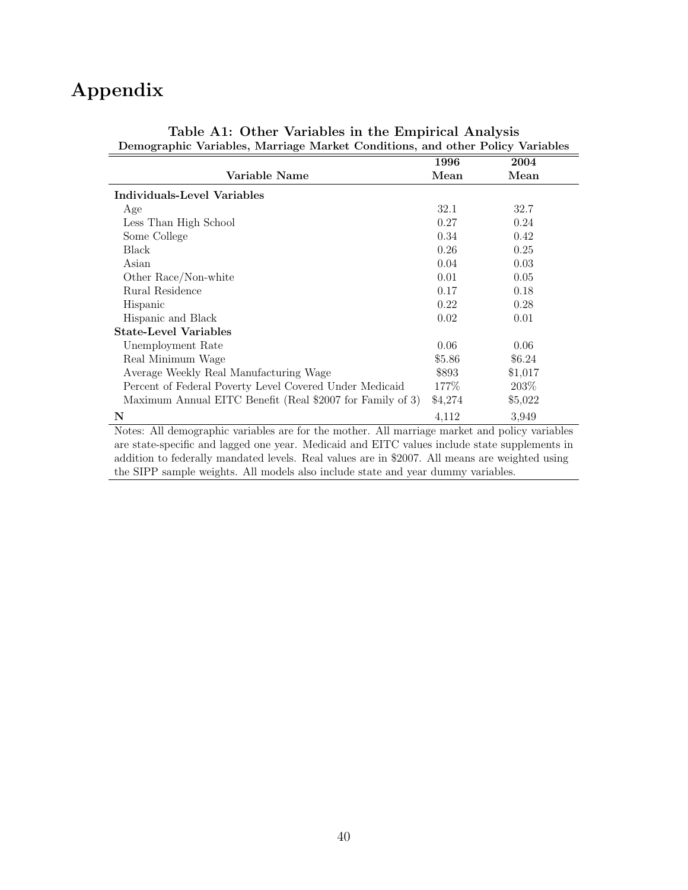# Appendix

**Table A1: Other Variables in the Empirical Analysis**

**Demographic Variables, Marriage Market Conditions, and other Policy Variables**

| Variable Name | 1996 Mean | 2004 Mean |
|---|---|---|
| **Individuals-Level Variables** | | |
| Age | 32.1 | 32.7 |
| Less Than High School | 0.27 | 0.24 |
| Some College | 0.34 | 0.42 |
| Black | 0.26 | 0.25 |
| Asian | 0.04 | 0.03 |
| Other Race/Non-white | 0.01 | 0.05 |
| Rural Residence | 0.17 | 0.18 |
| Hispanic | 0.22 | 0.28 |
| Hispanic and Black | 0.02 | 0.01 |
| **State-Level Variables** | | |
| Unemployment Rate | 0.06 | 0.06 |
| Real Minimum Wage | \$5.86 | \$6.24 |
| Average Weekly Real Manufacturing Wage | \$893 | \$1,017 |
| Percent of Federal Poverty Level Covered Under Medicaid | 177% | 203% |
| Maximum Annual EITC Benefit (Real \$2007 for Family of 3) | \$4,274 | \$5,022 |
| **N** | 4,112 | 3,949 |

Notes: All demographic variables are for the mother. All marriage market and policy variables are state-specific and lagged one year. Medicaid and EITC values include state supplements in addition to federally mandated levels. Real values are in \$2007. All means are weighted using the SIPP sample weights. All models also include state and year dummy variables.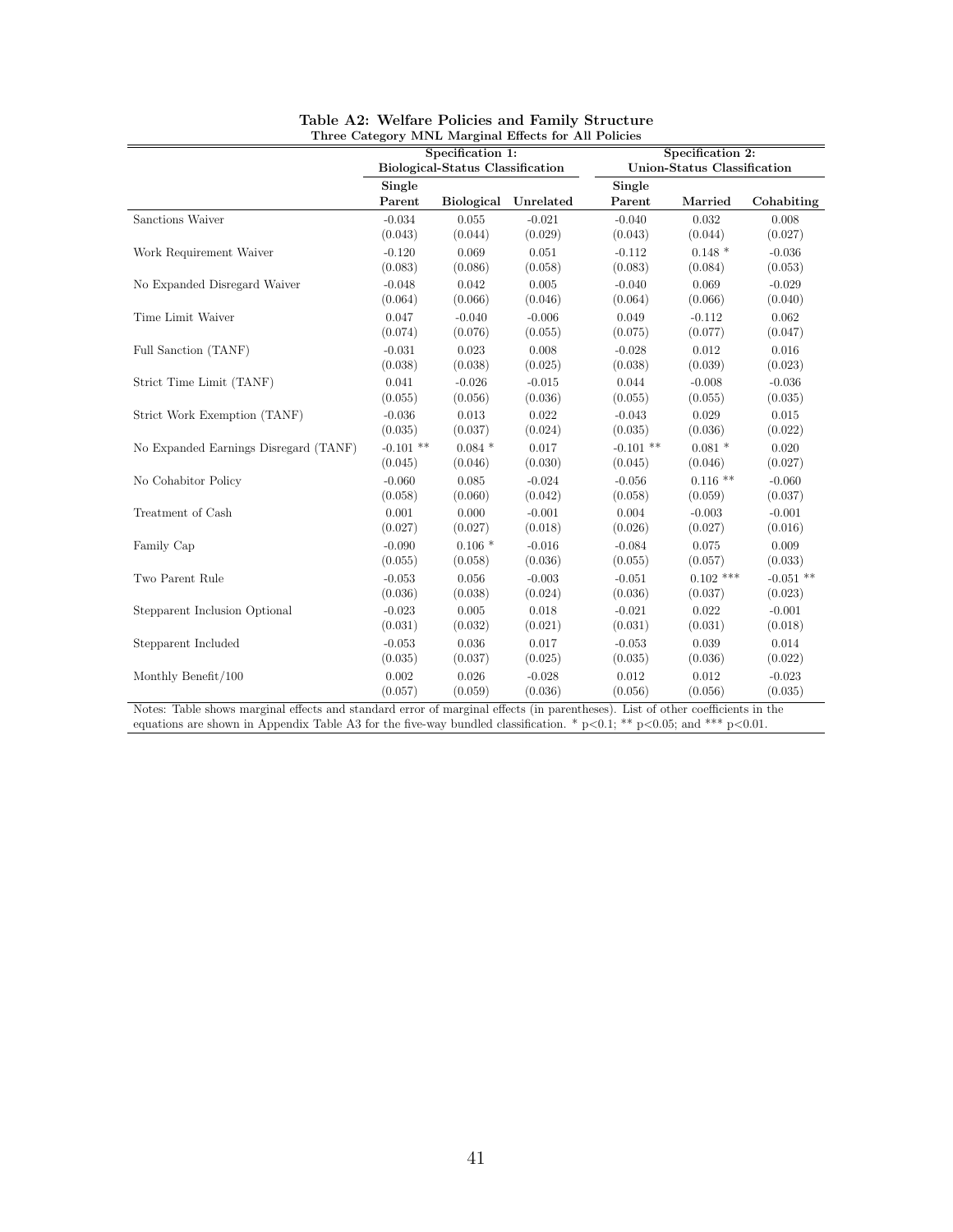**Table A2: Welfare Policies and Family Structure**
**Three Category MNL Marginal Effects for All Policies**

| | Specification 1: Biological-Status Classification | | | Specification 2: Union-Status Classification | | |
|---|---|---|---|---|---|---|
| | Single Parent | Biological | Unrelated | Single Parent | Married | Cohabiting |
| Sanctions Waiver | -0.034 | 0.055 | -0.021 | -0.040 | 0.032 | 0.008 |
| | (0.043) | (0.044) | (0.029) | (0.043) | (0.044) | (0.027) |
| Work Requirement Waiver | -0.120 | 0.069 | 0.051 | -0.112 | 0.148 * | -0.036 |
| | (0.083) | (0.086) | (0.058) | (0.083) | (0.084) | (0.053) |
| No Expanded Disregard Waiver | -0.048 | 0.042 | 0.005 | -0.040 | 0.069 | -0.029 |
| | (0.064) | (0.066) | (0.046) | (0.064) | (0.066) | (0.040) |
| Time Limit Waiver | 0.047 | -0.040 | -0.006 | 0.049 | -0.112 | 0.062 |
| | (0.074) | (0.076) | (0.055) | (0.075) | (0.077) | (0.047) |
| Full Sanction (TANF) | -0.031 | 0.023 | 0.008 | -0.028 | 0.012 | 0.016 |
| | (0.038) | (0.038) | (0.025) | (0.038) | (0.039) | (0.023) |
| Strict Time Limit (TANF) | 0.041 | -0.026 | -0.015 | 0.044 | -0.008 | -0.036 |
| | (0.055) | (0.056) | (0.036) | (0.055) | (0.055) | (0.035) |
| Strict Work Exemption (TANF) | -0.036 | 0.013 | 0.022 | -0.043 | 0.029 | 0.015 |
| | (0.035) | (0.037) | (0.024) | (0.035) | (0.036) | (0.022) |
| No Expanded Earnings Disregard (TANF) | -0.101 ** | 0.084 * | 0.017 | -0.101 ** | 0.081 * | 0.020 |
| | (0.045) | (0.046) | (0.030) | (0.045) | (0.046) | (0.027) |
| No Cohabitor Policy | -0.060 | 0.085 | -0.024 | -0.056 | 0.116 ** | -0.060 |
| | (0.058) | (0.060) | (0.042) | (0.058) | (0.059) | (0.037) |
| Treatment of Cash | 0.001 | 0.000 | -0.001 | 0.004 | -0.003 | -0.001 |
| | (0.027) | (0.027) | (0.018) | (0.026) | (0.027) | (0.016) |
| Family Cap | -0.090 | 0.106 * | -0.016 | -0.084 | 0.075 | 0.009 |
| | (0.055) | (0.058) | (0.036) | (0.055) | (0.057) | (0.033) |
| Two Parent Rule | -0.053 | 0.056 | -0.003 | -0.051 | 0.102 *** | -0.051 ** |
| | (0.036) | (0.038) | (0.024) | (0.036) | (0.037) | (0.023) |
| Stepparent Inclusion Optional | -0.023 | 0.005 | 0.018 | -0.021 | 0.022 | -0.001 |
| | (0.031) | (0.032) | (0.021) | (0.031) | (0.031) | (0.018) |
| Stepparent Included | -0.053 | 0.036 | 0.017 | -0.053 | 0.039 | 0.014 |
| | (0.035) | (0.037) | (0.025) | (0.035) | (0.036) | (0.022) |
| Monthly Benefit/100 | 0.002 | 0.026 | -0.028 | 0.012 | 0.012 | -0.023 |
| | (0.057) | (0.059) | (0.036) | (0.056) | (0.056) | (0.035) |

Notes: Table shows marginal effects and standard error of marginal effects (in parentheses). List of other coefficients in the equations are shown in Appendix Table A3 for the five-way bundled classification. * $p<0.1$; ** $p<0.05$; and *** $p<0.01$.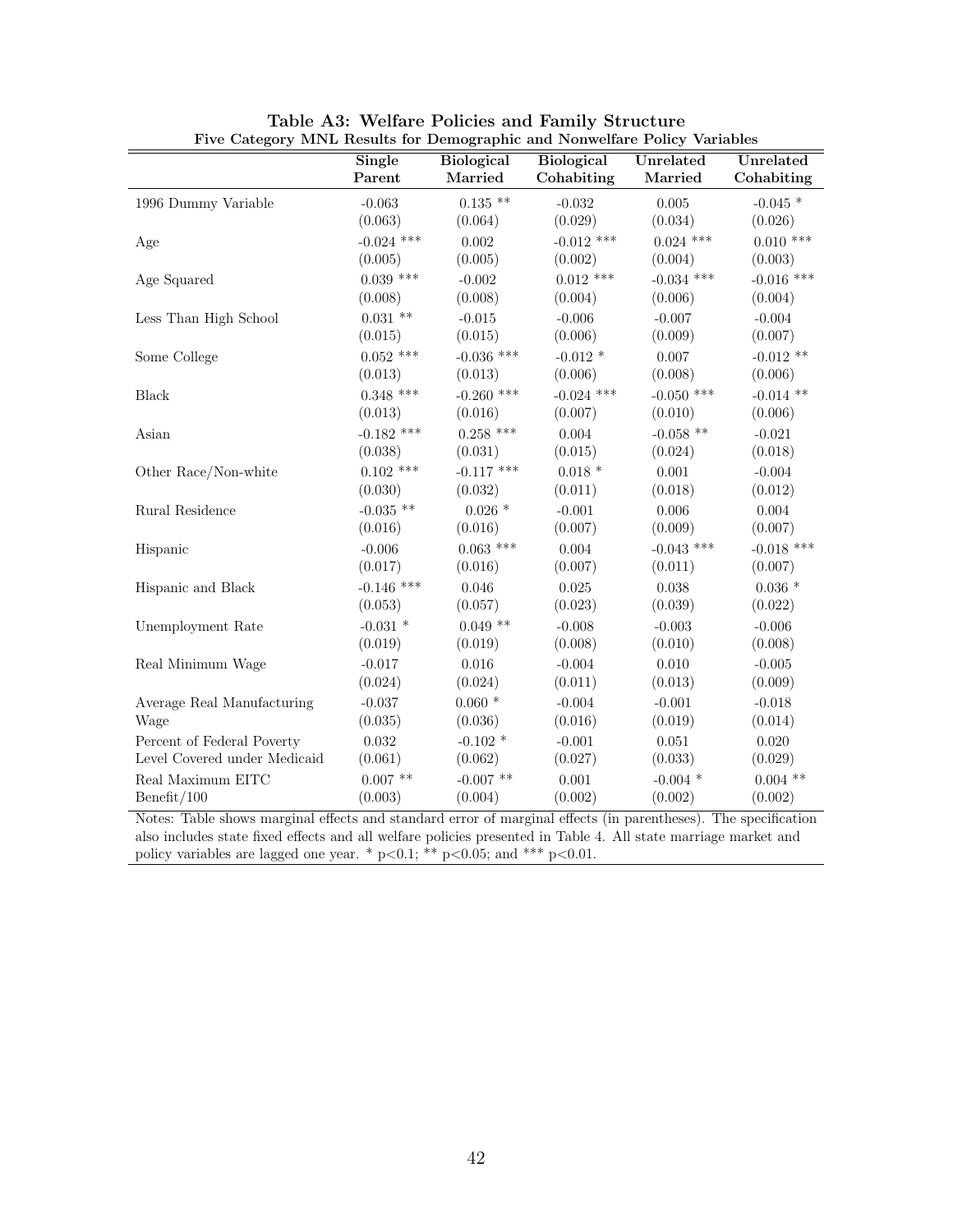**Table A3: Welfare Policies and Family Structure**

**Five Category MNL Results for Demographic and Nonwelfare Policy Variables**

| | Single Parent | Biological Married | Biological Cohabiting | Unrelated Married | Unrelated Cohabiting |
|---|---|---|---|---|---|
| 1996 Dummy Variable | -0.063 | 0.135 ** | -0.032 | 0.005 | -0.045 * |
| | (0.063) | (0.064) | (0.029) | (0.034) | (0.026) |
| Age | -0.024 *** | 0.002 | -0.012 *** | 0.024 *** | 0.010 *** |
| | (0.005) | (0.005) | (0.002) | (0.004) | (0.003) |
| Age Squared | 0.039 *** | -0.002 | 0.012 *** | -0.034 *** | -0.016 *** |
| | (0.008) | (0.008) | (0.004) | (0.006) | (0.004) |
| Less Than High School | 0.031 ** | -0.015 | -0.006 | -0.007 | -0.004 |
| | (0.015) | (0.015) | (0.006) | (0.009) | (0.007) |
| Some College | 0.052 *** | -0.036 *** | -0.012 * | 0.007 | -0.012 ** |
| | (0.013) | (0.013) | (0.006) | (0.008) | (0.006) |
| Black | 0.348 *** | -0.260 *** | -0.024 *** | -0.050 *** | -0.014 ** |
| | (0.013) | (0.016) | (0.007) | (0.010) | (0.006) |
| Asian | -0.182 *** | 0.258 *** | 0.004 | -0.058 ** | -0.021 |
| | (0.038) | (0.031) | (0.015) | (0.024) | (0.018) |
| Other Race/Non-white | 0.102 *** | -0.117 *** | 0.018 * | 0.001 | -0.004 |
| | (0.030) | (0.032) | (0.011) | (0.018) | (0.012) |
| Rural Residence | -0.035 ** | 0.026 * | -0.001 | 0.006 | 0.004 |
| | (0.016) | (0.016) | (0.007) | (0.009) | (0.007) |
| Hispanic | -0.006 | 0.063 *** | 0.004 | -0.043 *** | -0.018 *** |
| | (0.017) | (0.016) | (0.007) | (0.011) | (0.007) |
| Hispanic and Black | -0.146 *** | 0.046 | 0.025 | 0.038 | 0.036 * |
| | (0.053) | (0.057) | (0.023) | (0.039) | (0.022) |
| Unemployment Rate | -0.031 * | 0.049 ** | -0.008 | -0.003 | -0.006 |
| | (0.019) | (0.019) | (0.008) | (0.010) | (0.008) |
| Real Minimum Wage | -0.017 | 0.016 | -0.004 | 0.010 | -0.005 |
| | (0.024) | (0.024) | (0.011) | (0.013) | (0.009) |
| Average Real Manufacturing Wage | -0.037 | 0.060 * | -0.004 | -0.001 | -0.018 |
| | (0.035) | (0.036) | (0.016) | (0.019) | (0.014) |
| Percent of Federal Poverty Level Covered under Medicaid | 0.032 | -0.102 * | -0.001 | 0.051 | 0.020 |
| | (0.061) | (0.062) | (0.027) | (0.033) | (0.029) |
| Real Maximum EITC Benefit/100 | 0.007 ** | -0.007 ** | 0.001 | -0.004 * | 0.004 ** |
| | (0.003) | (0.004) | (0.002) | (0.002) | (0.002) |

Notes: Table shows marginal effects and standard error of marginal effects (in parentheses). The specification also includes state fixed effects and all welfare policies presented in Table 4. All state marriage market and policy variables are lagged one year. * $p<0.1$; ** $p<0.05$; and *** $p<0.01$.